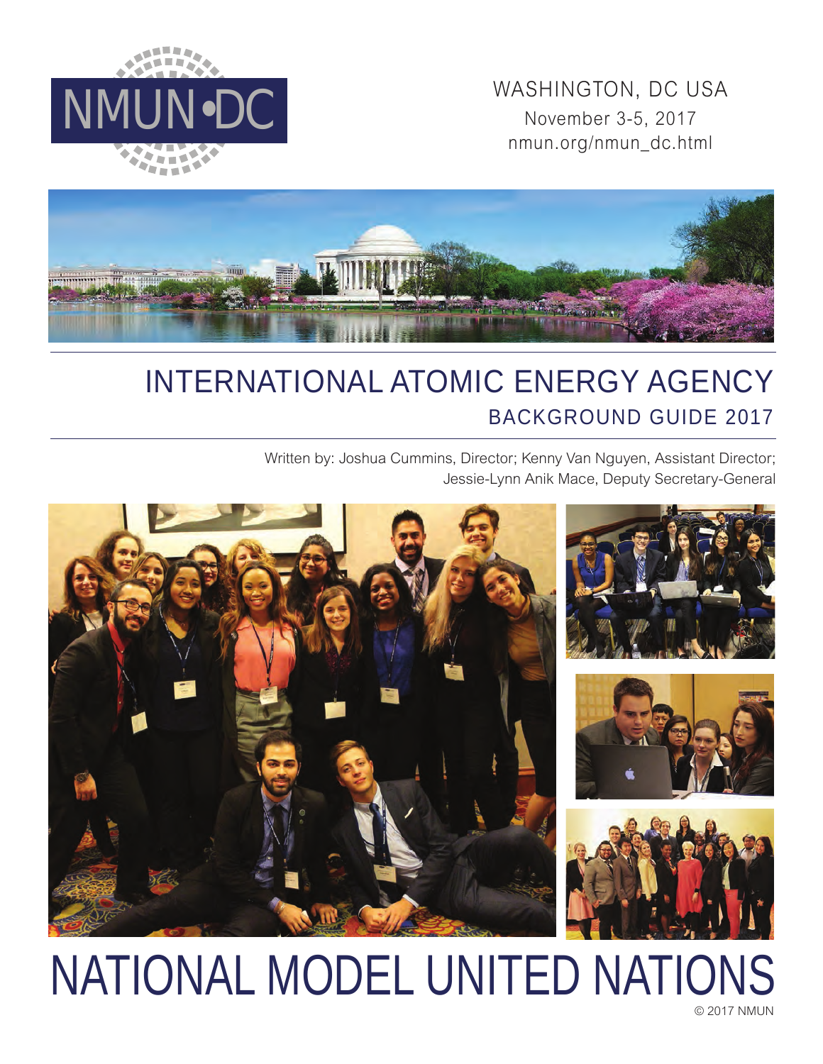NMUN•DC

WASHINGTON, DC USA
November 3-5, 2017
nmun.org/nmun_dc.html

# INTERNATIONAL ATOMIC ENERGY AGENCY

## BACKGROUND GUIDE 2017

Written by: Joshua Cummins, Director; Kenny Van Nguyen, Assistant Director; Jessie-Lynn Anik Mace, Deputy Secretary-General

# NATIONAL MODEL UNITED NATIONS

© 2017 NMUN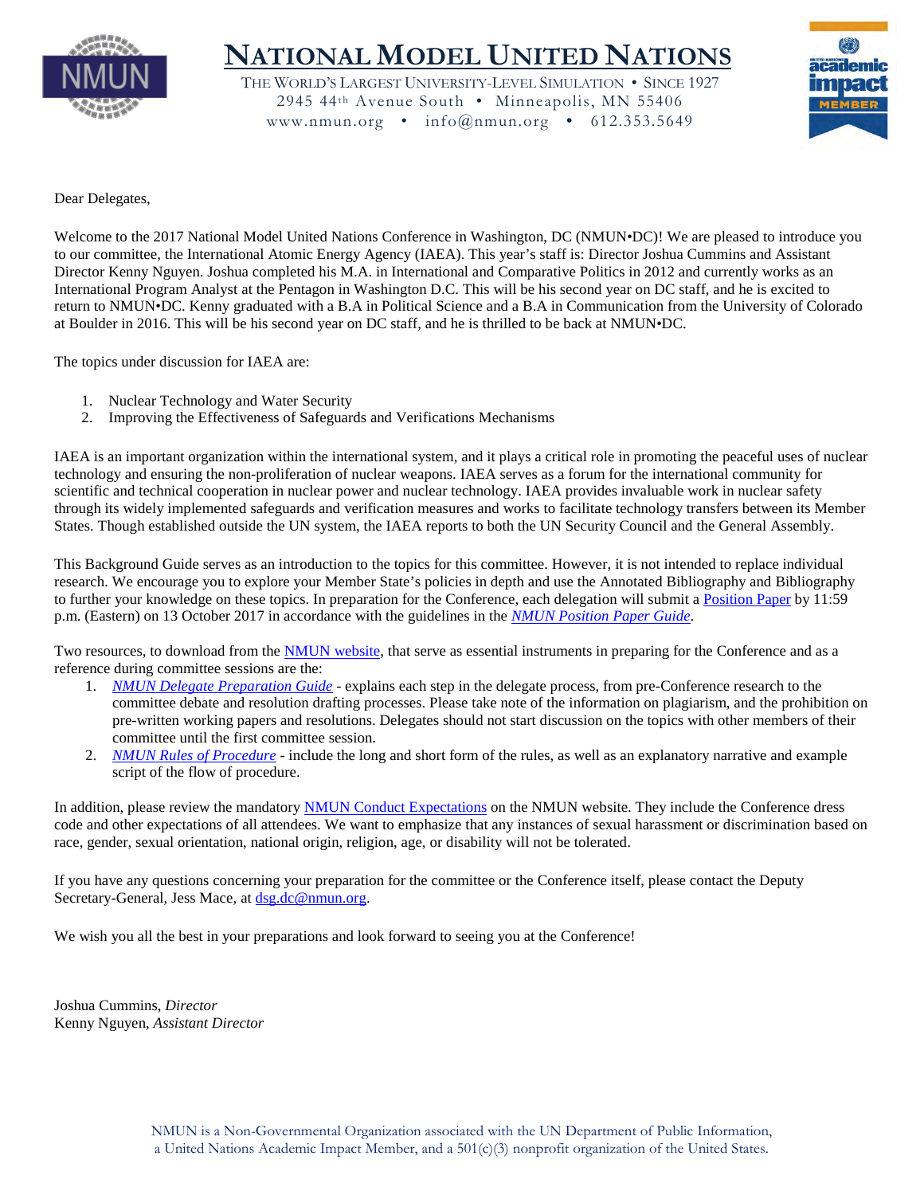# NATIONAL MODEL UNITED NATIONS

THE WORLD'S LARGEST UNIVERSITY-LEVEL SIMULATION • SINCE 1927
2945 44th Avenue South • Minneapolis, MN 55406
www.nmun.org • info@nmun.org • 612.353.5649

Dear Delegates,

Welcome to the 2017 National Model United Nations Conference in Washington, DC (NMUN•DC)! We are pleased to introduce you to our committee, the International Atomic Energy Agency (IAEA). This year's staff is: Director Joshua Cummins and Assistant Director Kenny Nguyen. Joshua completed his M.A. in International and Comparative Politics in 2012 and currently works as an International Program Analyst at the Pentagon in Washington D.C. This will be his second year on DC staff, and he is excited to return to NMUN•DC. Kenny graduated with a B.A in Political Science and a B.A in Communication from the University of Colorado at Boulder in 2016. This will be his second year on DC staff, and he is thrilled to be back at NMUN•DC.

The topics under discussion for IAEA are:

1. Nuclear Technology and Water Security
2. Improving the Effectiveness of Safeguards and Verifications Mechanisms

IAEA is an important organization within the international system, and it plays a critical role in promoting the peaceful uses of nuclear technology and ensuring the non-proliferation of nuclear weapons. IAEA serves as a forum for the international community for scientific and technical cooperation in nuclear power and nuclear technology. IAEA provides invaluable work in nuclear safety through its widely implemented safeguards and verification measures and works to facilitate technology transfers between its Member States. Though established outside the UN system, the IAEA reports to both the UN Security Council and the General Assembly.

This Background Guide serves as an introduction to the topics for this committee. However, it is not intended to replace individual research. We encourage you to explore your Member State's policies in depth and use the Annotated Bibliography and Bibliography to further your knowledge on these topics. In preparation for the Conference, each delegation will submit a Position Paper by 11:59 p.m. (Eastern) on 13 October 2017 in accordance with the guidelines in the *NMUN Position Paper Guide*.

Two resources, to download from the NMUN website, that serve as essential instruments in preparing for the Conference and as a reference during committee sessions are the:

1. *NMUN Delegate Preparation Guide* - explains each step in the delegate process, from pre-Conference research to the committee debate and resolution drafting processes. Please take note of the information on plagiarism, and the prohibition on pre-written working papers and resolutions. Delegates should not start discussion on the topics with other members of their committee until the first committee session.
2. *NMUN Rules of Procedure* - include the long and short form of the rules, as well as an explanatory narrative and example script of the flow of procedure.

In addition, please review the mandatory NMUN Conduct Expectations on the NMUN website. They include the Conference dress code and other expectations of all attendees. We want to emphasize that any instances of sexual harassment or discrimination based on race, gender, sexual orientation, national origin, religion, age, or disability will not be tolerated.

If you have any questions concerning your preparation for the committee or the Conference itself, please contact the Deputy Secretary-General, Jess Mace, at dsg.dc@nmun.org.

We wish you all the best in your preparations and look forward to seeing you at the Conference!

Joshua Cummins, *Director*
Kenny Nguyen, *Assistant Director*

NMUN is a Non-Governmental Organization associated with the UN Department of Public Information, a United Nations Academic Impact Member, and a 501(c)(3) nonprofit organization of the United States.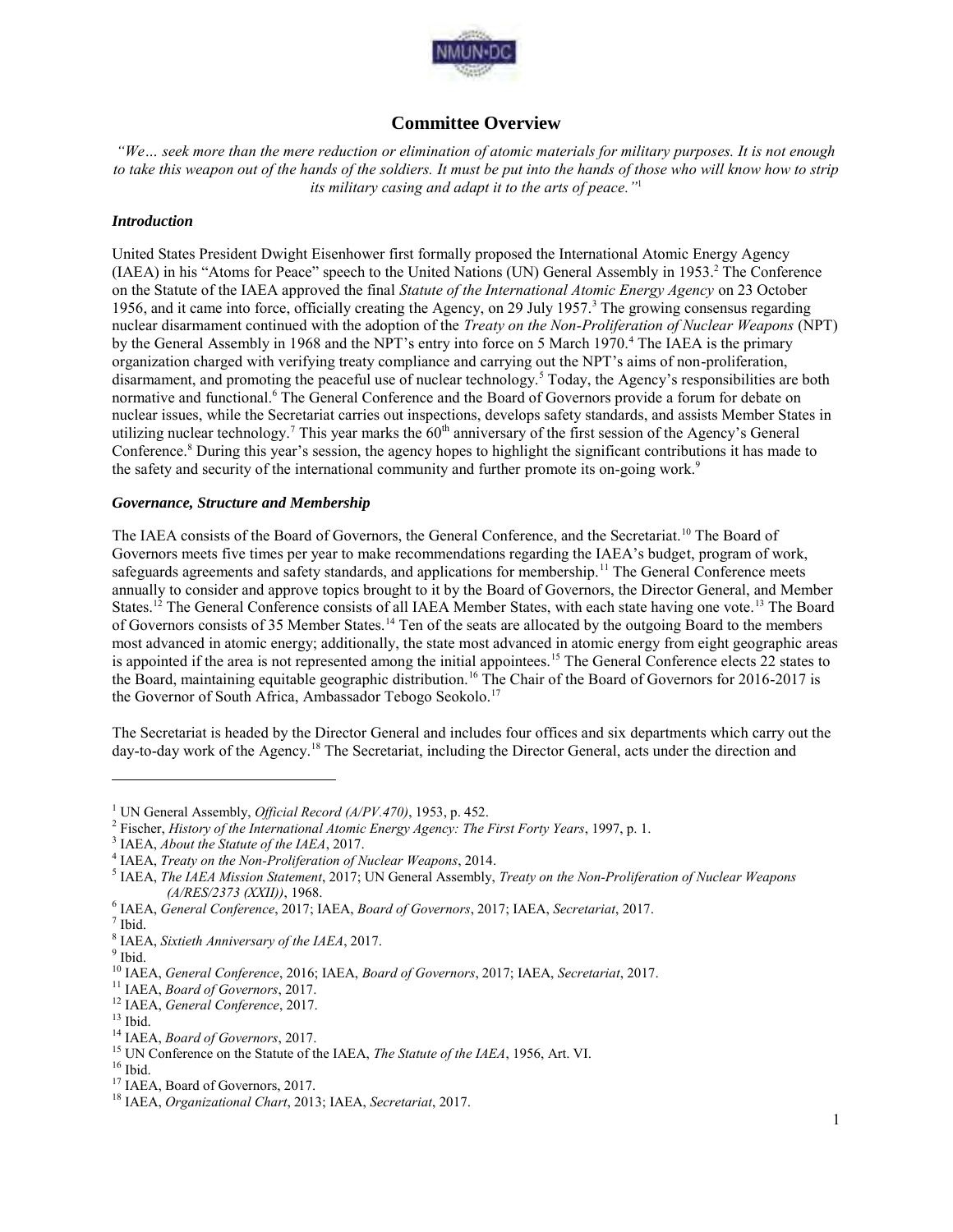# Committee Overview

*"We… seek more than the mere reduction or elimination of atomic materials for military purposes. It is not enough to take this weapon out of the hands of the soldiers. It must be put into the hands of those who will know how to strip its military casing and adapt it to the arts of peace."*[1]

### *Introduction*

United States President Dwight Eisenhower first formally proposed the International Atomic Energy Agency (IAEA) in his "Atoms for Peace" speech to the United Nations (UN) General Assembly in 1953.[2] The Conference on the Statute of the IAEA approved the final *Statute of the International Atomic Energy Agency* on 23 October 1956, and it came into force, officially creating the Agency, on 29 July 1957.[3] The growing consensus regarding nuclear disarmament continued with the adoption of the *Treaty on the Non-Proliferation of Nuclear Weapons* (NPT) by the General Assembly in 1968 and the NPT's entry into force on 5 March 1970.[4] The IAEA is the primary organization charged with verifying treaty compliance and carrying out the NPT's aims of non-proliferation, disarmament, and promoting the peaceful use of nuclear technology.[5] Today, the Agency's responsibilities are both normative and functional.[6] The General Conference and the Board of Governors provide a forum for debate on nuclear issues, while the Secretariat carries out inspections, develops safety standards, and assists Member States in utilizing nuclear technology.[7] This year marks the 60th anniversary of the first session of the Agency's General Conference.[8] During this year's session, the agency hopes to highlight the significant contributions it has made to the safety and security of the international community and further promote its on-going work.[9]

### *Governance, Structure and Membership*

The IAEA consists of the Board of Governors, the General Conference, and the Secretariat.[10] The Board of Governors meets five times per year to make recommendations regarding the IAEA's budget, program of work, safeguards agreements and safety standards, and applications for membership.[11] The General Conference meets annually to consider and approve topics brought to it by the Board of Governors, the Director General, and Member States.[12] The General Conference consists of all IAEA Member States, with each state having one vote.[13] The Board of Governors consists of 35 Member States.[14] Ten of the seats are allocated by the outgoing Board to the members most advanced in atomic energy; additionally, the state most advanced in atomic energy from eight geographic areas is appointed if the area is not represented among the initial appointees.[15] The General Conference elects 22 states to the Board, maintaining equitable geographic distribution.[16] The Chair of the Board of Governors for 2016-2017 is the Governor of South Africa, Ambassador Tebogo Seokolo.[17]

The Secretariat is headed by the Director General and includes four offices and six departments which carry out the day-to-day work of the Agency.[18] The Secretariat, including the Director General, acts under the direction and

---

[1] UN General Assembly, *Official Record (A/PV.470)*, 1953, p. 452.

[2] Fischer, *History of the International Atomic Energy Agency: The First Forty Years*, 1997, p. 1.

[3] IAEA, *About the Statute of the IAEA*, 2017.

[4] IAEA, *Treaty on the Non-Proliferation of Nuclear Weapons*, 2014.

[5] IAEA, *The IAEA Mission Statement*, 2017; UN General Assembly, *Treaty on the Non-Proliferation of Nuclear Weapons (A/RES/2373 (XXII))*, 1968.

[6] IAEA, *General Conference*, 2017; IAEA, *Board of Governors*, 2017; IAEA, *Secretariat*, 2017.

[7] Ibid.

[8] IAEA, *Sixtieth Anniversary of the IAEA*, 2017.

[9] Ibid.

[10] IAEA, *General Conference*, 2016; IAEA, *Board of Governors*, 2017; IAEA, *Secretariat*, 2017.

[11] IAEA, *Board of Governors*, 2017.

[12] IAEA, *General Conference*, 2017.

[13] Ibid.

[14] IAEA, *Board of Governors*, 2017.

[15] UN Conference on the Statute of the IAEA, *The Statute of the IAEA*, 1956, Art. VI.

[16] Ibid.

[17] IAEA, Board of Governors, 2017.

[18] IAEA, *Organizational Chart*, 2013; IAEA, *Secretariat*, 2017.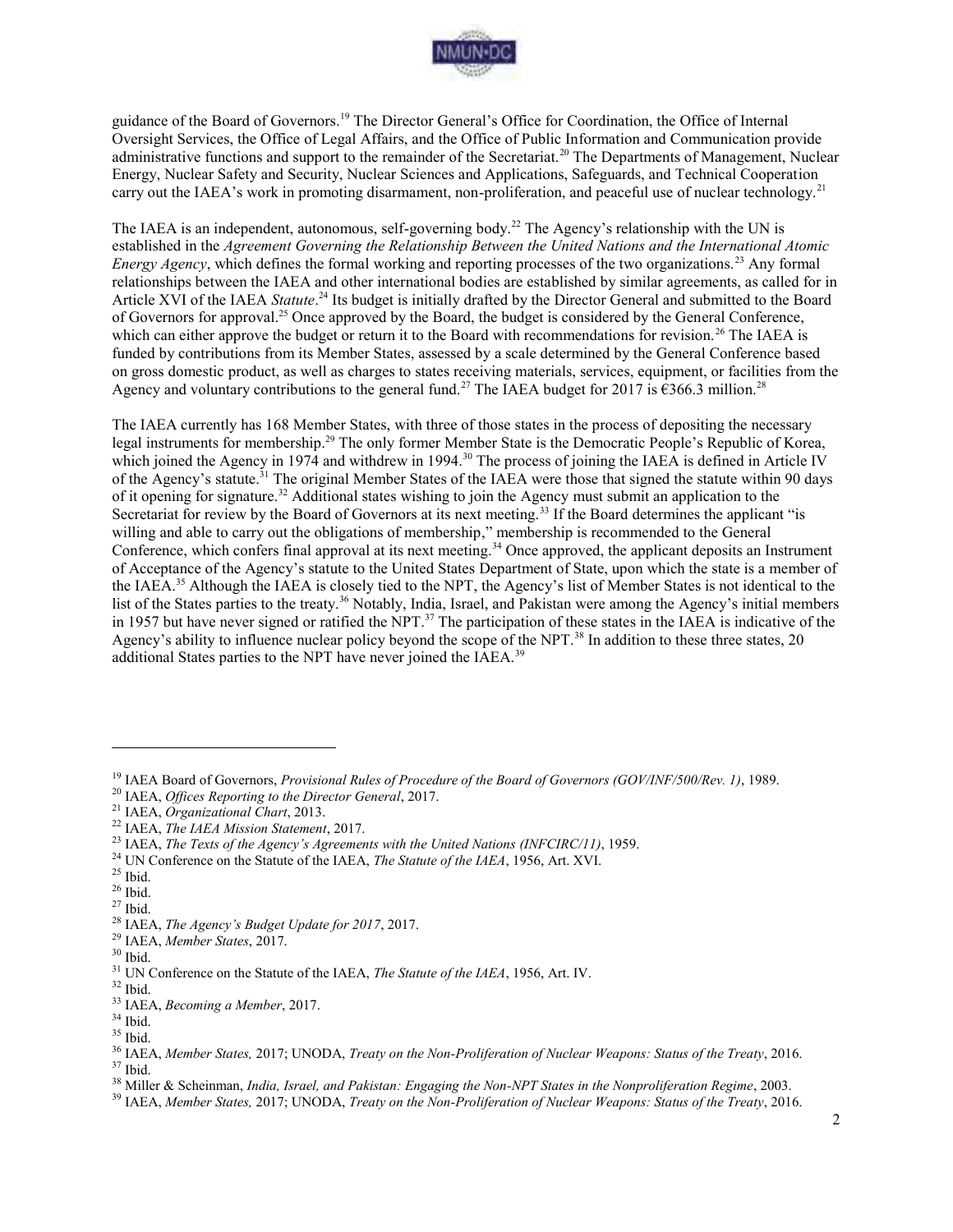guidance of the Board of Governors.[19] The Director General's Office for Coordination, the Office of Internal Oversight Services, the Office of Legal Affairs, and the Office of Public Information and Communication provide administrative functions and support to the remainder of the Secretariat.[20] The Departments of Management, Nuclear Energy, Nuclear Safety and Security, Nuclear Sciences and Applications, Safeguards, and Technical Cooperation carry out the IAEA's work in promoting disarmament, non-proliferation, and peaceful use of nuclear technology.[21]

The IAEA is an independent, autonomous, self-governing body.[22] The Agency's relationship with the UN is established in the *Agreement Governing the Relationship Between the United Nations and the International Atomic Energy Agency*, which defines the formal working and reporting processes of the two organizations.[23] Any formal relationships between the IAEA and other international bodies are established by similar agreements, as called for in Article XVI of the IAEA *Statute*.[24] Its budget is initially drafted by the Director General and submitted to the Board of Governors for approval.[25] Once approved by the Board, the budget is considered by the General Conference, which can either approve the budget or return it to the Board with recommendations for revision.[26] The IAEA is funded by contributions from its Member States, assessed by a scale determined by the General Conference based on gross domestic product, as well as charges to states receiving materials, services, equipment, or facilities from the Agency and voluntary contributions to the general fund.[27] The IAEA budget for 2017 is €366.3 million.[28]

The IAEA currently has 168 Member States, with three of those states in the process of depositing the necessary legal instruments for membership.[29] The only former Member State is the Democratic People's Republic of Korea, which joined the Agency in 1974 and withdrew in 1994.[30] The process of joining the IAEA is defined in Article IV of the Agency's statute.[31] The original Member States of the IAEA were those that signed the statute within 90 days of it opening for signature.[32] Additional states wishing to join the Agency must submit an application to the Secretariat for review by the Board of Governors at its next meeting.[33] If the Board determines the applicant "is willing and able to carry out the obligations of membership," membership is recommended to the General Conference, which confers final approval at its next meeting.[34] Once approved, the applicant deposits an Instrument of Acceptance of the Agency's statute to the United States Department of State, upon which the state is a member of the IAEA.[35] Although the IAEA is closely tied to the NPT, the Agency's list of Member States is not identical to the list of the States parties to the treaty.[36] Notably, India, Israel, and Pakistan were among the Agency's initial members in 1957 but have never signed or ratified the NPT.[37] The participation of these states in the IAEA is indicative of the Agency's ability to influence nuclear policy beyond the scope of the NPT.[38] In addition to these three states, 20 additional States parties to the NPT have never joined the IAEA.[39]

---

[19] IAEA Board of Governors, *Provisional Rules of Procedure of the Board of Governors (GOV/INF/500/Rev. 1)*, 1989.
[20] IAEA, *Offices Reporting to the Director General*, 2017.
[21] IAEA, *Organizational Chart*, 2013.
[22] IAEA, *The IAEA Mission Statement*, 2017.
[23] IAEA, *The Texts of the Agency's Agreements with the United Nations (INFCIRC/11)*, 1959.
[24] UN Conference on the Statute of the IAEA, *The Statute of the IAEA*, 1956, Art. XVI.
[25] Ibid.
[26] Ibid.
[27] Ibid.
[28] IAEA, *The Agency's Budget Update for 2017*, 2017.
[29] IAEA, *Member States*, 2017.
[30] Ibid.
[31] UN Conference on the Statute of the IAEA, *The Statute of the IAEA*, 1956, Art. IV.
[32] Ibid.
[33] IAEA, *Becoming a Member*, 2017.
[34] Ibid.
[35] Ibid.
[36] IAEA, *Member States,* 2017; UNODA, *Treaty on the Non-Proliferation of Nuclear Weapons: Status of the Treaty*, 2016.
[37] Ibid.
[38] Miller & Scheinman, *India, Israel, and Pakistan: Engaging the Non-NPT States in the Nonproliferation Regime*, 2003.
[39] IAEA, *Member States,* 2017; UNODA, *Treaty on the Non-Proliferation of Nuclear Weapons: Status of the Treaty*, 2016.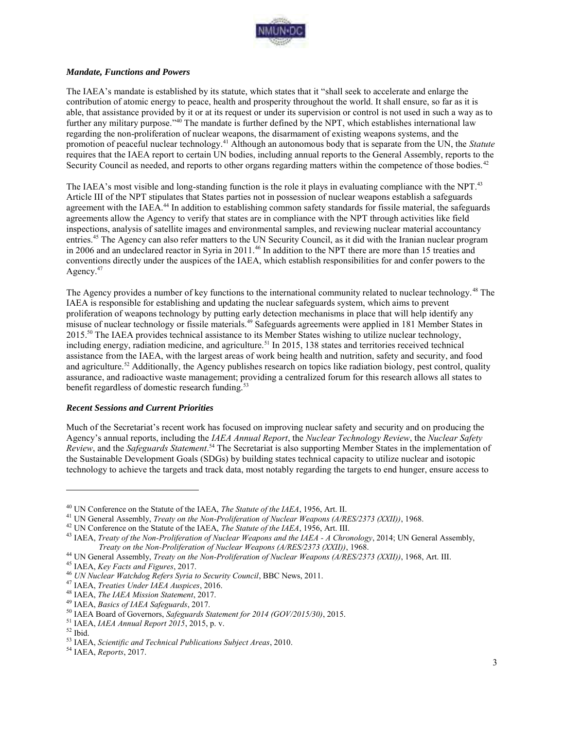### *Mandate, Functions and Powers*

The IAEA's mandate is established by its statute, which states that it "shall seek to accelerate and enlarge the contribution of atomic energy to peace, health and prosperity throughout the world. It shall ensure, so far as it is able, that assistance provided by it or at its request or under its supervision or control is not used in such a way as to further any military purpose."[40] The mandate is further defined by the NPT, which establishes international law regarding the non-proliferation of nuclear weapons, the disarmament of existing weapons systems, and the promotion of peaceful nuclear technology.[41] Although an autonomous body that is separate from the UN, the *Statute* requires that the IAEA report to certain UN bodies, including annual reports to the General Assembly, reports to the Security Council as needed, and reports to other organs regarding matters within the competence of those bodies.[42]

The IAEA's most visible and long-standing function is the role it plays in evaluating compliance with the NPT.[43] Article III of the NPT stipulates that States parties not in possession of nuclear weapons establish a safeguards agreement with the IAEA.[44] In addition to establishing common safety standards for fissile material, the safeguards agreements allow the Agency to verify that states are in compliance with the NPT through activities like field inspections, analysis of satellite images and environmental samples, and reviewing nuclear material accountancy entries.[45] The Agency can also refer matters to the UN Security Council, as it did with the Iranian nuclear program in 2006 and an undeclared reactor in Syria in 2011.[46] In addition to the NPT there are more than 15 treaties and conventions directly under the auspices of the IAEA, which establish responsibilities for and confer powers to the Agency.[47]

The Agency provides a number of key functions to the international community related to nuclear technology.[48] The IAEA is responsible for establishing and updating the nuclear safeguards system, which aims to prevent proliferation of weapons technology by putting early detection mechanisms in place that will help identify any misuse of nuclear technology or fissile materials.[49] Safeguards agreements were applied in 181 Member States in 2015.[50] The IAEA provides technical assistance to its Member States wishing to utilize nuclear technology, including energy, radiation medicine, and agriculture.[51] In 2015, 138 states and territories received technical assistance from the IAEA, with the largest areas of work being health and nutrition, safety and security, and food and agriculture.[52] Additionally, the Agency publishes research on topics like radiation biology, pest control, quality assurance, and radioactive waste management; providing a centralized forum for this research allows all states to benefit regardless of domestic research funding.[53]

### *Recent Sessions and Current Priorities*

Much of the Secretariat's recent work has focused on improving nuclear safety and security and on producing the Agency's annual reports, including the *IAEA Annual Report*, the *Nuclear Technology Review*, the *Nuclear Safety Review*, and the *Safeguards Statement*.[54] The Secretariat is also supporting Member States in the implementation of the Sustainable Development Goals (SDGs) by building states technical capacity to utilize nuclear and isotopic technology to achieve the targets and track data, most notably regarding the targets to end hunger, ensure access to

---

[40] UN Conference on the Statute of the IAEA, *The Statute of the IAEA*, 1956, Art. II.
[41] UN General Assembly, *Treaty on the Non-Proliferation of Nuclear Weapons (A/RES/2373 (XXII))*, 1968.
[42] UN Conference on the Statute of the IAEA, *The Statute of the IAEA*, 1956, Art. III.
[43] IAEA, *Treaty of the Non-Proliferation of Nuclear Weapons and the IAEA - A Chronology*, 2014; UN General Assembly, *Treaty on the Non-Proliferation of Nuclear Weapons (A/RES/2373 (XXII))*, 1968.
[44] UN General Assembly, *Treaty on the Non-Proliferation of Nuclear Weapons (A/RES/2373 (XXII))*, 1968, Art. III.
[45] IAEA, *Key Facts and Figures*, 2017.
[46] *UN Nuclear Watchdog Refers Syria to Security Council*, BBC News, 2011.
[47] IAEA, *Treaties Under IAEA Auspices*, 2016.
[48] IAEA, *The IAEA Mission Statement*, 2017.
[49] IAEA, *Basics of IAEA Safeguards*, 2017.
[50] IAEA Board of Governors, *Safeguards Statement for 2014 (GOV/2015/30)*, 2015.
[51] IAEA, *IAEA Annual Report 2015*, 2015, p. v.
[52] Ibid.
[53] IAEA, *Scientific and Technical Publications Subject Areas*, 2010.
[54] IAEA, *Reports*, 2017.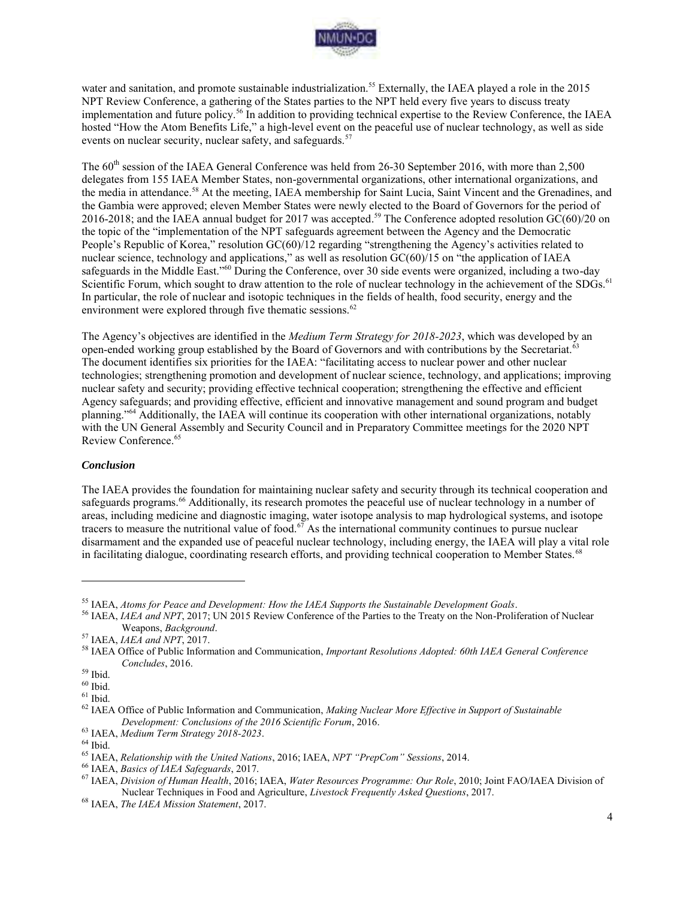water and sanitation, and promote sustainable industrialization.[55] Externally, the IAEA played a role in the 2015 NPT Review Conference, a gathering of the States parties to the NPT held every five years to discuss treaty implementation and future policy.[56] In addition to providing technical expertise to the Review Conference, the IAEA hosted "How the Atom Benefits Life," a high-level event on the peaceful use of nuclear technology, as well as side events on nuclear security, nuclear safety, and safeguards.[57]

The 60th session of the IAEA General Conference was held from 26-30 September 2016, with more than 2,500 delegates from 155 IAEA Member States, non-governmental organizations, other international organizations, and the media in attendance.[58] At the meeting, IAEA membership for Saint Lucia, Saint Vincent and the Grenadines, and the Gambia were approved; eleven Member States were newly elected to the Board of Governors for the period of 2016-2018; and the IAEA annual budget for 2017 was accepted.[59] The Conference adopted resolution GC(60)/20 on the topic of the "implementation of the NPT safeguards agreement between the Agency and the Democratic People's Republic of Korea," resolution GC(60)/12 regarding "strengthening the Agency's activities related to nuclear science, technology and applications," as well as resolution GC(60)/15 on "the application of IAEA safeguards in the Middle East."[60] During the Conference, over 30 side events were organized, including a two-day Scientific Forum, which sought to draw attention to the role of nuclear technology in the achievement of the SDGs.[61] In particular, the role of nuclear and isotopic techniques in the fields of health, food security, energy and the environment were explored through five thematic sessions.[62]

The Agency's objectives are identified in the *Medium Term Strategy for 2018-2023*, which was developed by an open-ended working group established by the Board of Governors and with contributions by the Secretariat.[63] The document identifies six priorities for the IAEA: "facilitating access to nuclear power and other nuclear technologies; strengthening promotion and development of nuclear science, technology, and applications; improving nuclear safety and security; providing effective technical cooperation; strengthening the effective and efficient Agency safeguards; and providing effective, efficient and innovative management and sound program and budget planning."[64] Additionally, the IAEA will continue its cooperation with other international organizations, notably with the UN General Assembly and Security Council and in Preparatory Committee meetings for the 2020 NPT Review Conference.[65]

### *Conclusion*

The IAEA provides the foundation for maintaining nuclear safety and security through its technical cooperation and safeguards programs.[66] Additionally, its research promotes the peaceful use of nuclear technology in a number of areas, including medicine and diagnostic imaging, water isotope analysis to map hydrological systems, and isotope tracers to measure the nutritional value of food.[67] As the international community continues to pursue nuclear disarmament and the expanded use of peaceful nuclear technology, including energy, the IAEA will play a vital role in facilitating dialogue, coordinating research efforts, and providing technical cooperation to Member States.[68]

---

[55] IAEA, *Atoms for Peace and Development: How the IAEA Supports the Sustainable Development Goals*.

[56] IAEA, *IAEA and NPT*, 2017; UN 2015 Review Conference of the Parties to the Treaty on the Non-Proliferation of Nuclear Weapons, *Background*.

[57] IAEA, *IAEA and NPT*, 2017.

[58] IAEA Office of Public Information and Communication, *Important Resolutions Adopted: 60th IAEA General Conference Concludes*, 2016.

[59] Ibid.

[60] Ibid.

[61] Ibid.

[62] IAEA Office of Public Information and Communication, *Making Nuclear More Effective in Support of Sustainable Development: Conclusions of the 2016 Scientific Forum*, 2016.

[63] IAEA, *Medium Term Strategy 2018-2023*.

[64] Ibid.

[65] IAEA, *Relationship with the United Nations*, 2016; IAEA, *NPT "PrepCom" Sessions*, 2014.

[66] IAEA, *Basics of IAEA Safeguards*, 2017.

[67] IAEA, *Division of Human Health*, 2016; IAEA, *Water Resources Programme: Our Role*, 2010; Joint FAO/IAEA Division of Nuclear Techniques in Food and Agriculture, *Livestock Frequently Asked Questions*, 2017.

[68] IAEA, *The IAEA Mission Statement*, 2017.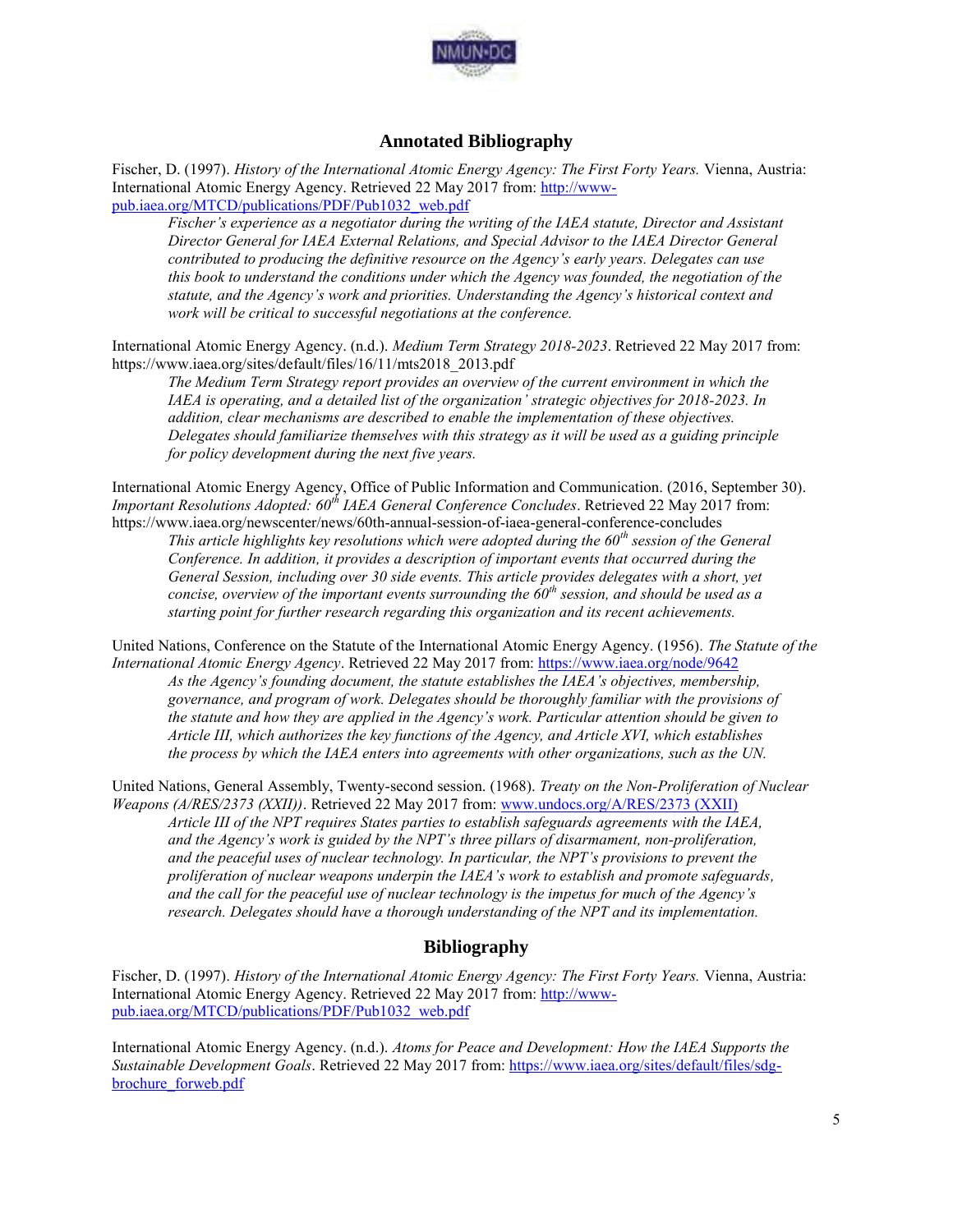## Annotated Bibliography

Fischer, D. (1997). *History of the International Atomic Energy Agency: The First Forty Years.* Vienna, Austria: International Atomic Energy Agency. Retrieved 22 May 2017 from: http://www-pub.iaea.org/MTCD/publications/PDF/Pub1032_web.pdf

> *Fischer's experience as a negotiator during the writing of the IAEA statute, Director and Assistant Director General for IAEA External Relations, and Special Advisor to the IAEA Director General contributed to producing the definitive resource on the Agency's early years. Delegates can use this book to understand the conditions under which the Agency was founded, the negotiation of the statute, and the Agency's work and priorities. Understanding the Agency's historical context and work will be critical to successful negotiations at the conference.*

International Atomic Energy Agency. (n.d.). *Medium Term Strategy 2018-2023*. Retrieved 22 May 2017 from: https://www.iaea.org/sites/default/files/16/11/mts2018_2013.pdf

> *The Medium Term Strategy report provides an overview of the current environment in which the IAEA is operating, and a detailed list of the organization' strategic objectives for 2018-2023. In addition, clear mechanisms are described to enable the implementation of these objectives. Delegates should familiarize themselves with this strategy as it will be used as a guiding principle for policy development during the next five years.*

International Atomic Energy Agency, Office of Public Information and Communication. (2016, September 30). *Important Resolutions Adopted: 60th IAEA General Conference Concludes*. Retrieved 22 May 2017 from: https://www.iaea.org/newscenter/news/60th-annual-session-of-iaea-general-conference-concludes

> *This article highlights key resolutions which were adopted during the 60th session of the General Conference. In addition, it provides a description of important events that occurred during the General Session, including over 30 side events. This article provides delegates with a short, yet concise, overview of the important events surrounding the 60th session, and should be used as a starting point for further research regarding this organization and its recent achievements.*

United Nations, Conference on the Statute of the International Atomic Energy Agency. (1956). *The Statute of the International Atomic Energy Agency*. Retrieved 22 May 2017 from: https://www.iaea.org/node/9642

> *As the Agency's founding document, the statute establishes the IAEA's objectives, membership, governance, and program of work. Delegates should be thoroughly familiar with the provisions of the statute and how they are applied in the Agency's work. Particular attention should be given to Article III, which authorizes the key functions of the Agency, and Article XVI, which establishes the process by which the IAEA enters into agreements with other organizations, such as the UN.*

United Nations, General Assembly, Twenty-second session. (1968). *Treaty on the Non-Proliferation of Nuclear Weapons (A/RES/2373 (XXII))*. Retrieved 22 May 2017 from: www.undocs.org/A/RES/2373 (XXII)

> *Article III of the NPT requires States parties to establish safeguards agreements with the IAEA, and the Agency's work is guided by the NPT's three pillars of disarmament, non-proliferation, and the peaceful uses of nuclear technology. In particular, the NPT's provisions to prevent the proliferation of nuclear weapons underpin the IAEA's work to establish and promote safeguards, and the call for the peaceful use of nuclear technology is the impetus for much of the Agency's research. Delegates should have a thorough understanding of the NPT and its implementation.*

## Bibliography

Fischer, D. (1997). *History of the International Atomic Energy Agency: The First Forty Years.* Vienna, Austria: International Atomic Energy Agency. Retrieved 22 May 2017 from: http://www-pub.iaea.org/MTCD/publications/PDF/Pub1032_web.pdf

International Atomic Energy Agency. (n.d.). *Atoms for Peace and Development: How the IAEA Supports the Sustainable Development Goals*. Retrieved 22 May 2017 from: https://www.iaea.org/sites/default/files/sdg-brochure_forweb.pdf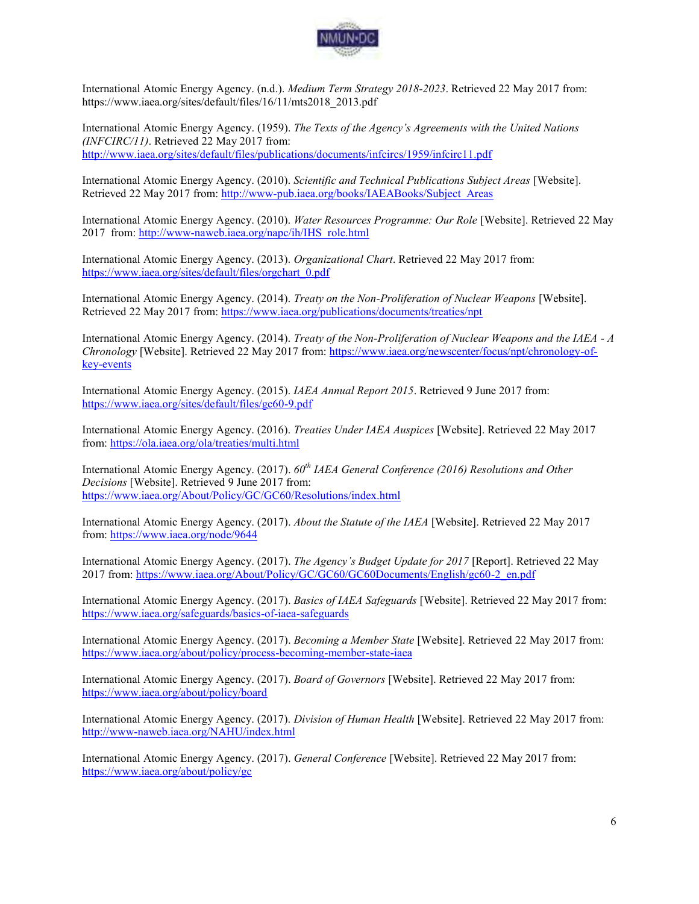International Atomic Energy Agency. (n.d.). *Medium Term Strategy 2018-2023*. Retrieved 22 May 2017 from: https://www.iaea.org/sites/default/files/16/11/mts2018_2013.pdf

International Atomic Energy Agency. (1959). *The Texts of the Agency's Agreements with the United Nations (INFCIRC/11)*. Retrieved 22 May 2017 from: http://www.iaea.org/sites/default/files/publications/documents/infcircs/1959/infcirc11.pdf

International Atomic Energy Agency. (2010). *Scientific and Technical Publications Subject Areas* [Website]. Retrieved 22 May 2017 from: http://www-pub.iaea.org/books/IAEABooks/Subject_Areas

International Atomic Energy Agency. (2010). *Water Resources Programme: Our Role* [Website]. Retrieved 22 May 2017 from: http://www-naweb.iaea.org/napc/ih/IHS_role.html

International Atomic Energy Agency. (2013). *Organizational Chart*. Retrieved 22 May 2017 from: https://www.iaea.org/sites/default/files/orgchart_0.pdf

International Atomic Energy Agency. (2014). *Treaty on the Non-Proliferation of Nuclear Weapons* [Website]. Retrieved 22 May 2017 from: https://www.iaea.org/publications/documents/treaties/npt

International Atomic Energy Agency. (2014). *Treaty of the Non-Proliferation of Nuclear Weapons and the IAEA - A Chronology* [Website]. Retrieved 22 May 2017 from: https://www.iaea.org/newscenter/focus/npt/chronology-of-key-events

International Atomic Energy Agency. (2015). *IAEA Annual Report 2015*. Retrieved 9 June 2017 from: https://www.iaea.org/sites/default/files/gc60-9.pdf

International Atomic Energy Agency. (2016). *Treaties Under IAEA Auspices* [Website]. Retrieved 22 May 2017 from: https://ola.iaea.org/ola/treaties/multi.html

International Atomic Energy Agency. (2017). *60th IAEA General Conference (2016) Resolutions and Other Decisions* [Website]. Retrieved 9 June 2017 from: https://www.iaea.org/About/Policy/GC/GC60/Resolutions/index.html

International Atomic Energy Agency. (2017). *About the Statute of the IAEA* [Website]. Retrieved 22 May 2017 from: https://www.iaea.org/node/9644

International Atomic Energy Agency. (2017). *The Agency's Budget Update for 2017* [Report]. Retrieved 22 May 2017 from: https://www.iaea.org/About/Policy/GC/GC60/GC60Documents/English/gc60-2_en.pdf

International Atomic Energy Agency. (2017). *Basics of IAEA Safeguards* [Website]. Retrieved 22 May 2017 from: https://www.iaea.org/safeguards/basics-of-iaea-safeguards

International Atomic Energy Agency. (2017). *Becoming a Member State* [Website]. Retrieved 22 May 2017 from: https://www.iaea.org/about/policy/process-becoming-member-state-iaea

International Atomic Energy Agency. (2017). *Board of Governors* [Website]. Retrieved 22 May 2017 from: https://www.iaea.org/about/policy/board

International Atomic Energy Agency. (2017). *Division of Human Health* [Website]. Retrieved 22 May 2017 from: http://www-naweb.iaea.org/NAHU/index.html

International Atomic Energy Agency. (2017). *General Conference* [Website]. Retrieved 22 May 2017 from: https://www.iaea.org/about/policy/gc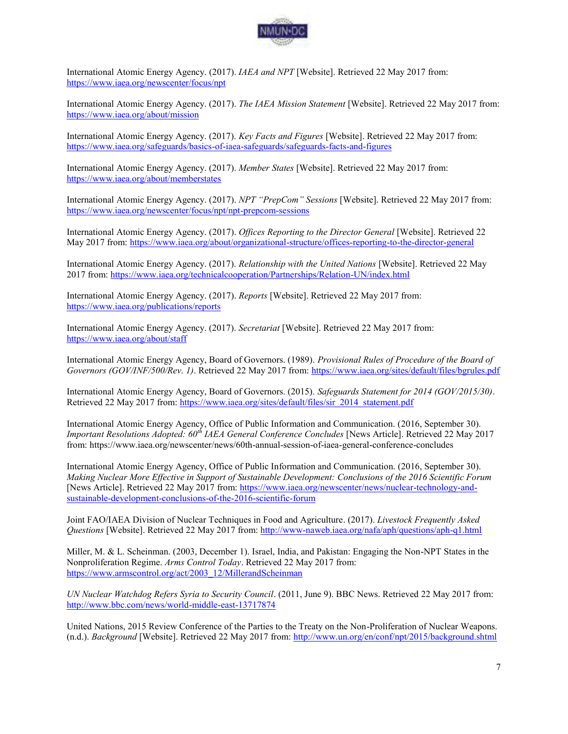International Atomic Energy Agency. (2017). *IAEA and NPT* [Website]. Retrieved 22 May 2017 from: https://www.iaea.org/newscenter/focus/npt

International Atomic Energy Agency. (2017). *The IAEA Mission Statement* [Website]. Retrieved 22 May 2017 from: https://www.iaea.org/about/mission

International Atomic Energy Agency. (2017). *Key Facts and Figures* [Website]. Retrieved 22 May 2017 from: https://www.iaea.org/safeguards/basics-of-iaea-safeguards/safeguards-facts-and-figures

International Atomic Energy Agency. (2017). *Member States* [Website]. Retrieved 22 May 2017 from: https://www.iaea.org/about/memberstates

International Atomic Energy Agency. (2017). *NPT "PrepCom" Sessions* [Website]. Retrieved 22 May 2017 from: https://www.iaea.org/newscenter/focus/npt/npt-prepcom-sessions

International Atomic Energy Agency. (2017). *Offices Reporting to the Director General* [Website]. Retrieved 22 May 2017 from: https://www.iaea.org/about/organizational-structure/offices-reporting-to-the-director-general

International Atomic Energy Agency. (2017). *Relationship with the United Nations* [Website]. Retrieved 22 May 2017 from: https://www.iaea.org/technicalcooperation/Partnerships/Relation-UN/index.html

International Atomic Energy Agency. (2017). *Reports* [Website]. Retrieved 22 May 2017 from: https://www.iaea.org/publications/reports

International Atomic Energy Agency. (2017). *Secretariat* [Website]. Retrieved 22 May 2017 from: https://www.iaea.org/about/staff

International Atomic Energy Agency, Board of Governors. (1989). *Provisional Rules of Procedure of the Board of Governors (GOV/INF/500/Rev. 1)*. Retrieved 22 May 2017 from: https://www.iaea.org/sites/default/files/bgrules.pdf

International Atomic Energy Agency, Board of Governors. (2015). *Safeguards Statement for 2014 (GOV/2015/30)*. Retrieved 22 May 2017 from: https://www.iaea.org/sites/default/files/sir_2014_statement.pdf

International Atomic Energy Agency, Office of Public Information and Communication. (2016, September 30). *Important Resolutions Adopted: 60th IAEA General Conference Concludes* [News Article]. Retrieved 22 May 2017 from: https://www.iaea.org/newscenter/news/60th-annual-session-of-iaea-general-conference-concludes

International Atomic Energy Agency, Office of Public Information and Communication. (2016, September 30). *Making Nuclear More Effective in Support of Sustainable Development: Conclusions of the 2016 Scientific Forum* [News Article]. Retrieved 22 May 2017 from: https://www.iaea.org/newscenter/news/nuclear-technology-and-sustainable-development-conclusions-of-the-2016-scientific-forum

Joint FAO/IAEA Division of Nuclear Techniques in Food and Agriculture. (2017). *Livestock Frequently Asked Questions* [Website]. Retrieved 22 May 2017 from: http://www-naweb.iaea.org/nafa/aph/questions/aph-q1.html

Miller, M. & L. Scheinman. (2003, December 1). Israel, India, and Pakistan: Engaging the Non-NPT States in the Nonproliferation Regime. *Arms Control Today*. Retrieved 22 May 2017 from: https://www.armscontrol.org/act/2003_12/MillerandScheinman

*UN Nuclear Watchdog Refers Syria to Security Council*. (2011, June 9). BBC News. Retrieved 22 May 2017 from: http://www.bbc.com/news/world-middle-east-13717874

United Nations, 2015 Review Conference of the Parties to the Treaty on the Non-Proliferation of Nuclear Weapons. (n.d.). *Background* [Website]. Retrieved 22 May 2017 from: http://www.un.org/en/conf/npt/2015/background.shtml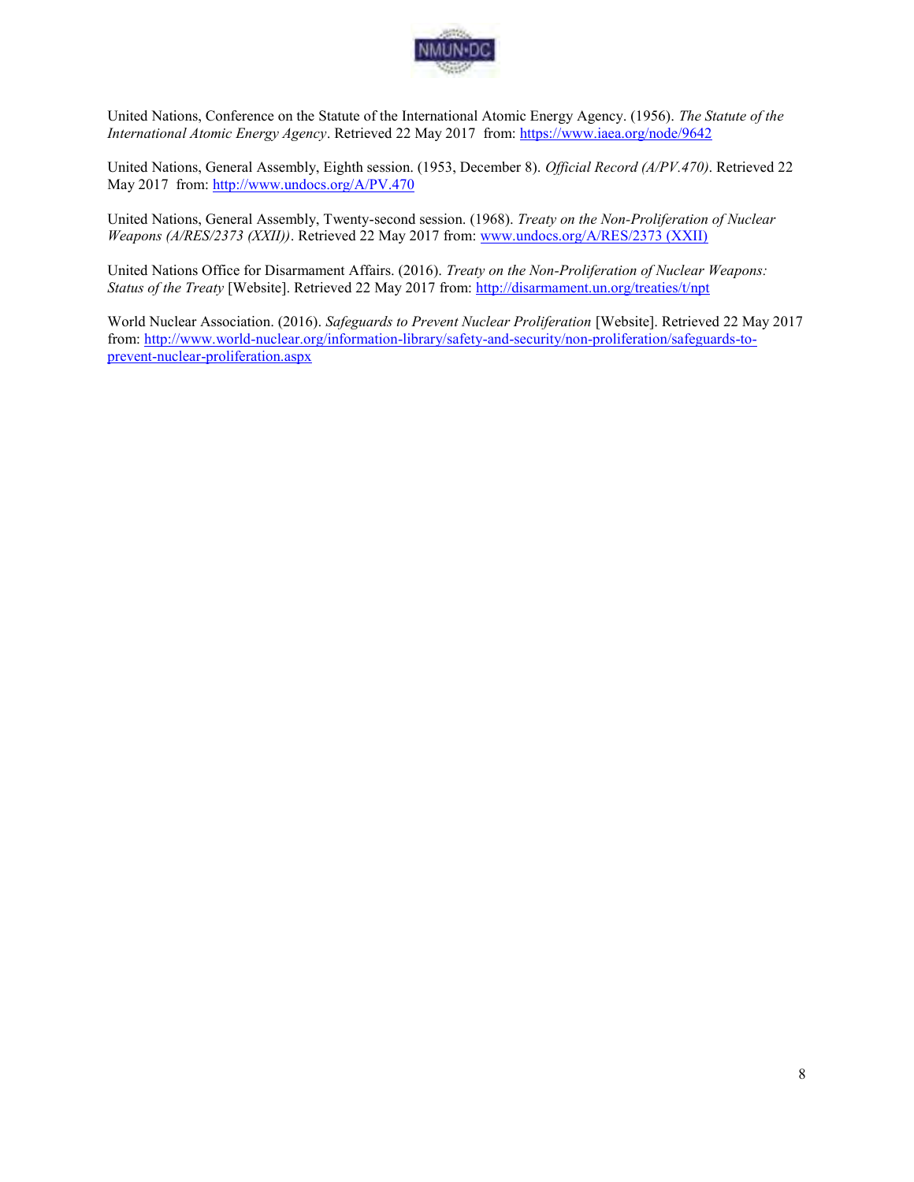United Nations, Conference on the Statute of the International Atomic Energy Agency. (1956). *The Statute of the International Atomic Energy Agency*. Retrieved 22 May 2017 from: [https://www.iaea.org/node/9642](https://www.iaea.org/node/9642)

United Nations, General Assembly, Eighth session. (1953, December 8). *Official Record (A/PV.470)*. Retrieved 22 May 2017 from: [http://www.undocs.org/A/PV.470](http://www.undocs.org/A/PV.470)

United Nations, General Assembly, Twenty-second session. (1968). *Treaty on the Non-Proliferation of Nuclear Weapons (A/RES/2373 (XXII))*. Retrieved 22 May 2017 from: www.undocs.org/A/RES/2373 (XXII)

United Nations Office for Disarmament Affairs. (2016). *Treaty on the Non-Proliferation of Nuclear Weapons: Status of the Treaty* [Website]. Retrieved 22 May 2017 from: [http://disarmament.un.org/treaties/t/npt](http://disarmament.un.org/treaties/t/npt)

World Nuclear Association. (2016). *Safeguards to Prevent Nuclear Proliferation* [Website]. Retrieved 22 May 2017 from: [http://www.world-nuclear.org/information-library/safety-and-security/non-proliferation/safeguards-to-prevent-nuclear-proliferation.aspx](http://www.world-nuclear.org/information-library/safety-and-security/non-proliferation/safeguards-to-prevent-nuclear-proliferation.aspx)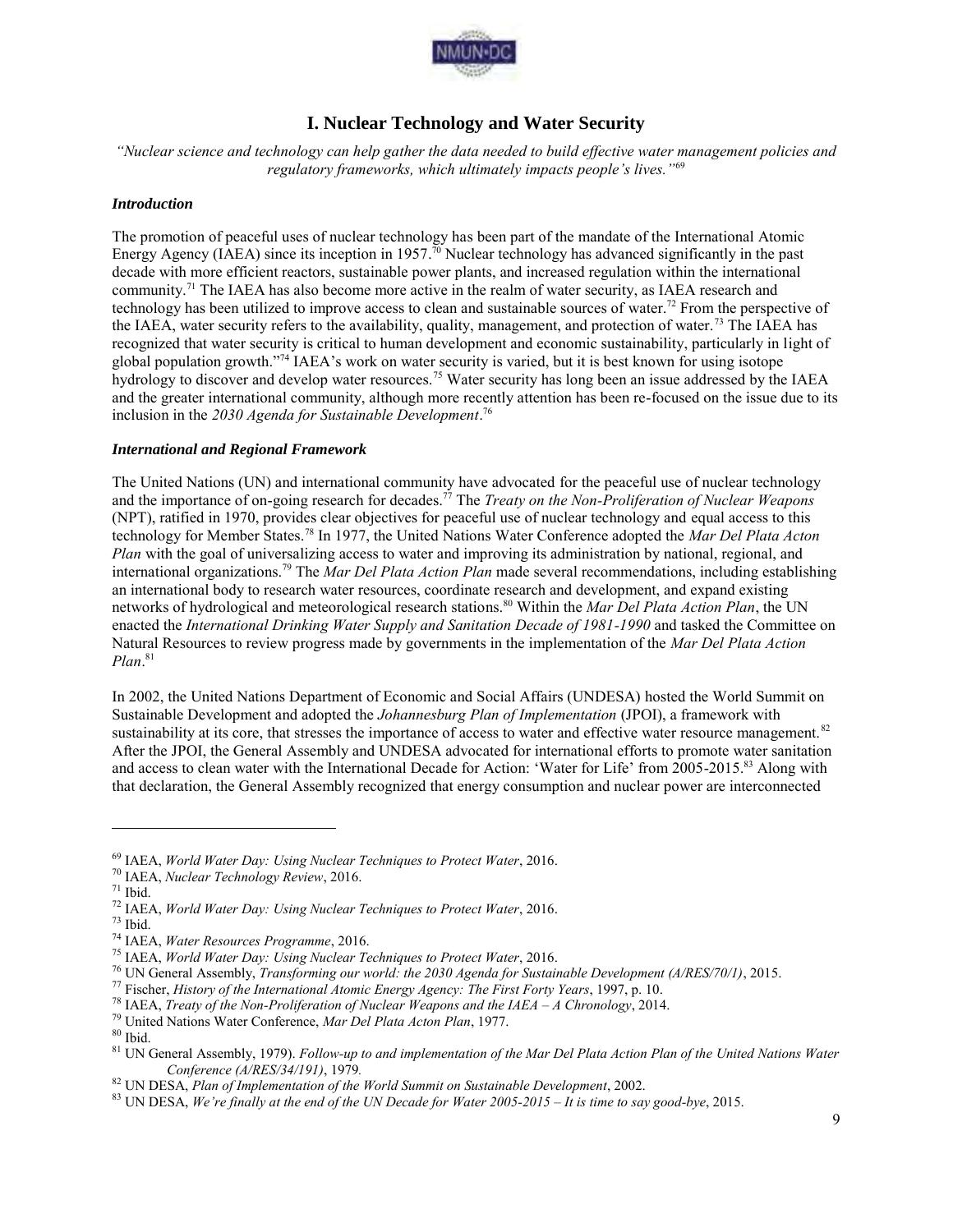## I. Nuclear Technology and Water Security

*"Nuclear science and technology can help gather the data needed to build effective water management policies and regulatory frameworks, which ultimately impacts people's lives."*[69]

### *Introduction*

The promotion of peaceful uses of nuclear technology has been part of the mandate of the International Atomic Energy Agency (IAEA) since its inception in 1957.[70] Nuclear technology has advanced significantly in the past decade with more efficient reactors, sustainable power plants, and increased regulation within the international community.[71] The IAEA has also become more active in the realm of water security, as IAEA research and technology has been utilized to improve access to clean and sustainable sources of water.[72] From the perspective of the IAEA, water security refers to the availability, quality, management, and protection of water.[73] The IAEA has recognized that water security is critical to human development and economic sustainability, particularly in light of global population growth."[74] IAEA's work on water security is varied, but it is best known for using isotope hydrology to discover and develop water resources.[75] Water security has long been an issue addressed by the IAEA and the greater international community, although more recently attention has been re-focused on the issue due to its inclusion in the *2030 Agenda for Sustainable Development*.[76]

### *International and Regional Framework*

The United Nations (UN) and international community have advocated for the peaceful use of nuclear technology and the importance of on-going research for decades.[77] The *Treaty on the Non-Proliferation of Nuclear Weapons* (NPT), ratified in 1970, provides clear objectives for peaceful use of nuclear technology and equal access to this technology for Member States.[78] In 1977, the United Nations Water Conference adopted the *Mar Del Plata Acton Plan* with the goal of universalizing access to water and improving its administration by national, regional, and international organizations.[79] The *Mar Del Plata Action Plan* made several recommendations, including establishing an international body to research water resources, coordinate research and development, and expand existing networks of hydrological and meteorological research stations.[80] Within the *Mar Del Plata Action Plan*, the UN enacted the *International Drinking Water Supply and Sanitation Decade of 1981-1990* and tasked the Committee on Natural Resources to review progress made by governments in the implementation of the *Mar Del Plata Action Plan*.[81]

In 2002, the United Nations Department of Economic and Social Affairs (UNDESA) hosted the World Summit on Sustainable Development and adopted the *Johannesburg Plan of Implementation* (JPOI), a framework with sustainability at its core, that stresses the importance of access to water and effective water resource management.[82] After the JPOI, the General Assembly and UNDESA advocated for international efforts to promote water sanitation and access to clean water with the International Decade for Action: 'Water for Life' from 2005-2015.[83] Along with that declaration, the General Assembly recognized that energy consumption and nuclear power are interconnected

---

[69] IAEA, *World Water Day: Using Nuclear Techniques to Protect Water*, 2016.
[70] IAEA, *Nuclear Technology Review*, 2016.
[71] Ibid.
[72] IAEA, *World Water Day: Using Nuclear Techniques to Protect Water*, 2016.
[73] Ibid.
[74] IAEA, *Water Resources Programme*, 2016.
[75] IAEA, *World Water Day: Using Nuclear Techniques to Protect Water*, 2016.
[76] UN General Assembly, *Transforming our world: the 2030 Agenda for Sustainable Development (A/RES/70/1)*, 2015.
[77] Fischer, *History of the International Atomic Energy Agency: The First Forty Years*, 1997, p. 10.
[78] IAEA, *Treaty of the Non-Proliferation of Nuclear Weapons and the IAEA – A Chronology*, 2014.
[79] United Nations Water Conference, *Mar Del Plata Acton Plan*, 1977.
[80] Ibid.
[81] UN General Assembly, 1979). *Follow-up to and implementation of the Mar Del Plata Action Plan of the United Nations Water Conference (A/RES/34/191)*, 1979.
[82] UN DESA, *Plan of Implementation of the World Summit on Sustainable Development*, 2002.
[83] UN DESA, *We're finally at the end of the UN Decade for Water 2005-2015 – It is time to say good-bye*, 2015.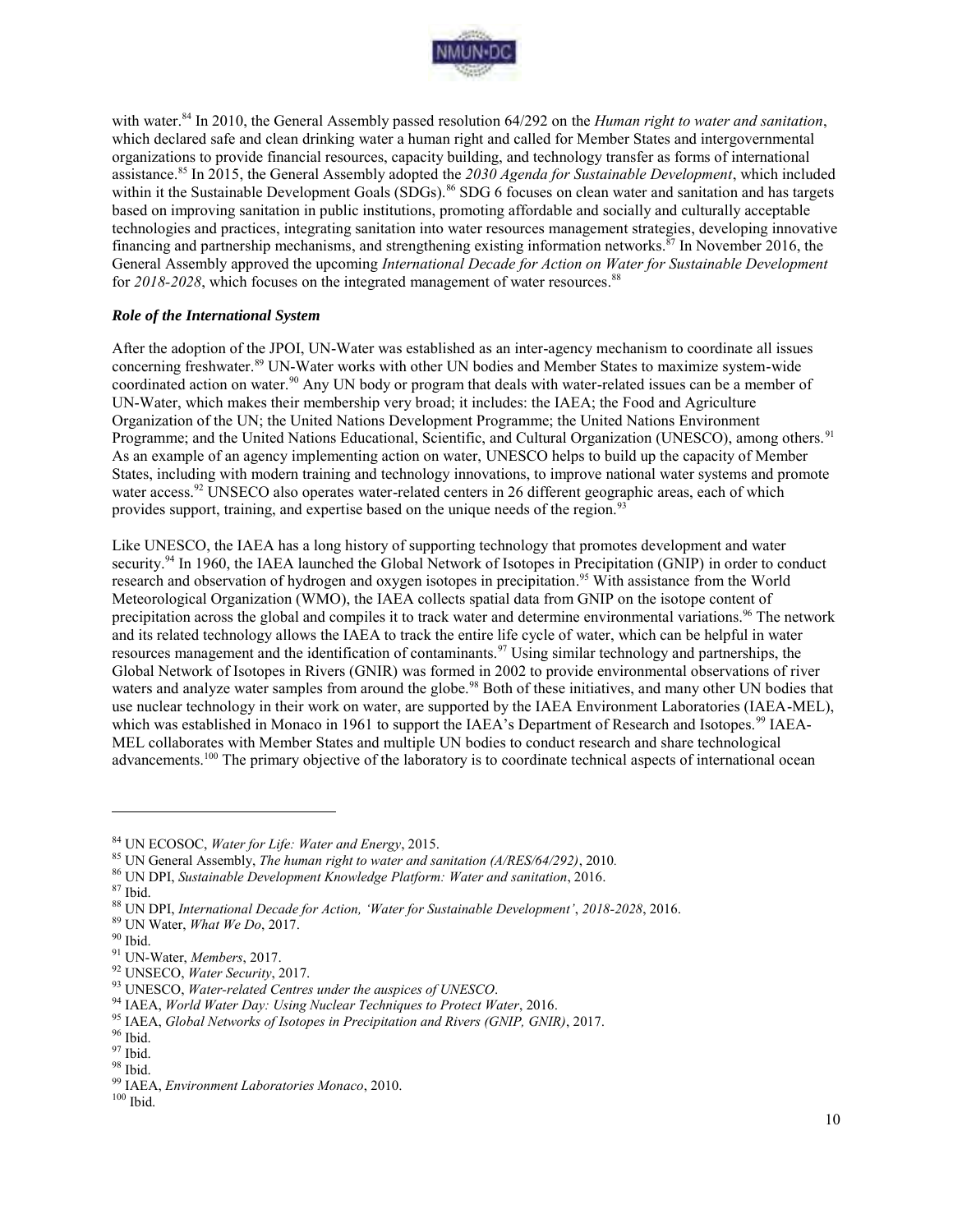with water.[84] In 2010, the General Assembly passed resolution 64/292 on the *Human right to water and sanitation*, which declared safe and clean drinking water a human right and called for Member States and intergovernmental organizations to provide financial resources, capacity building, and technology transfer as forms of international assistance.[85] In 2015, the General Assembly adopted the *2030 Agenda for Sustainable Development*, which included within it the Sustainable Development Goals (SDGs).[86] SDG 6 focuses on clean water and sanitation and has targets based on improving sanitation in public institutions, promoting affordable and socially and culturally acceptable technologies and practices, integrating sanitation into water resources management strategies, developing innovative financing and partnership mechanisms, and strengthening existing information networks.[87] In November 2016, the General Assembly approved the upcoming *International Decade for Action on Water for Sustainable Development* for *2018-2028*, which focuses on the integrated management of water resources.[88]

### *Role of the International System*

After the adoption of the JPOI, UN-Water was established as an inter-agency mechanism to coordinate all issues concerning freshwater.[89] UN-Water works with other UN bodies and Member States to maximize system-wide coordinated action on water.[90] Any UN body or program that deals with water-related issues can be a member of UN-Water, which makes their membership very broad; it includes: the IAEA; the Food and Agriculture Organization of the UN; the United Nations Development Programme; the United Nations Environment Programme; and the United Nations Educational, Scientific, and Cultural Organization (UNESCO), among others.[91] As an example of an agency implementing action on water, UNESCO helps to build up the capacity of Member States, including with modern training and technology innovations, to improve national water systems and promote water access.[92] UNSECO also operates water-related centers in 26 different geographic areas, each of which provides support, training, and expertise based on the unique needs of the region.[93]

Like UNESCO, the IAEA has a long history of supporting technology that promotes development and water security.[94] In 1960, the IAEA launched the Global Network of Isotopes in Precipitation (GNIP) in order to conduct research and observation of hydrogen and oxygen isotopes in precipitation.[95] With assistance from the World Meteorological Organization (WMO), the IAEA collects spatial data from GNIP on the isotope content of precipitation across the global and compiles it to track water and determine environmental variations.[96] The network and its related technology allows the IAEA to track the entire life cycle of water, which can be helpful in water resources management and the identification of contaminants.[97] Using similar technology and partnerships, the Global Network of Isotopes in Rivers (GNIR) was formed in 2002 to provide environmental observations of river waters and analyze water samples from around the globe.[98] Both of these initiatives, and many other UN bodies that use nuclear technology in their work on water, are supported by the IAEA Environment Laboratories (IAEA-MEL), which was established in Monaco in 1961 to support the IAEA's Department of Research and Isotopes.[99] IAEA-MEL collaborates with Member States and multiple UN bodies to conduct research and share technological advancements.[100] The primary objective of the laboratory is to coordinate technical aspects of international ocean

---

[84] UN ECOSOC, *Water for Life: Water and Energy*, 2015.
[85] UN General Assembly, *The human right to water and sanitation (A/RES/64/292)*, 2010.
[86] UN DPI, *Sustainable Development Knowledge Platform: Water and sanitation*, 2016.
[87] Ibid.
[88] UN DPI, *International Decade for Action, 'Water for Sustainable Development', 2018-2028*, 2016.
[89] UN Water, *What We Do*, 2017.
[90] Ibid.
[91] UN-Water, *Members*, 2017.
[92] UNSECO, *Water Security*, 2017.
[93] UNESCO, *Water-related Centres under the auspices of UNESCO*.
[94] IAEA, *World Water Day: Using Nuclear Techniques to Protect Water*, 2016.
[95] IAEA, *Global Networks of Isotopes in Precipitation and Rivers (GNIP, GNIR)*, 2017.
[96] Ibid.
[97] Ibid.
[98] Ibid.
[99] IAEA, *Environment Laboratories Monaco*, 2010.
[100] Ibid.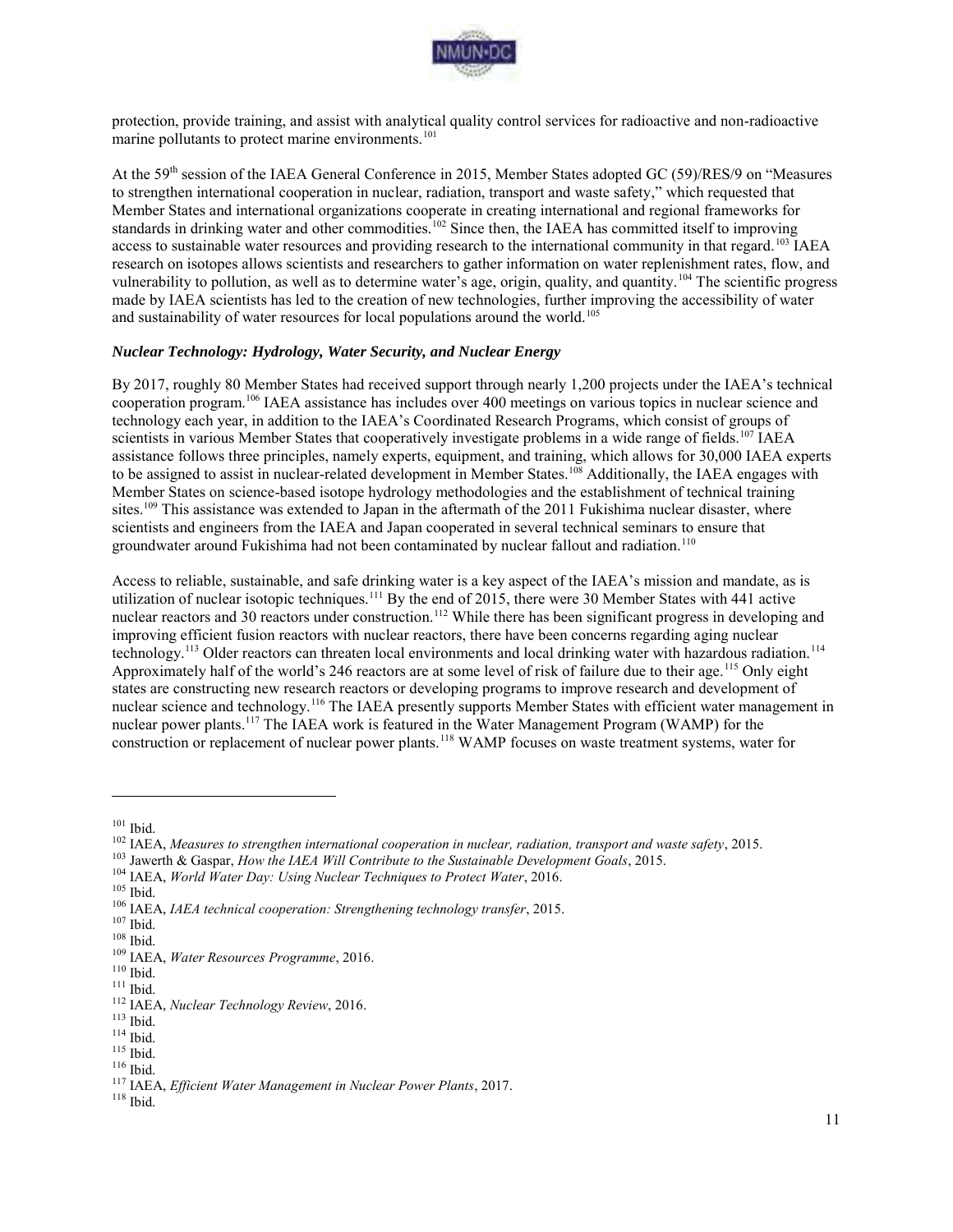protection, provide training, and assist with analytical quality control services for radioactive and non-radioactive marine pollutants to protect marine environments.[101]

At the 59th session of the IAEA General Conference in 2015, Member States adopted GC (59)/RES/9 on "Measures to strengthen international cooperation in nuclear, radiation, transport and waste safety," which requested that Member States and international organizations cooperate in creating international and regional frameworks for standards in drinking water and other commodities.[102] Since then, the IAEA has committed itself to improving access to sustainable water resources and providing research to the international community in that regard.[103] IAEA research on isotopes allows scientists and researchers to gather information on water replenishment rates, flow, and vulnerability to pollution, as well as to determine water's age, origin, quality, and quantity.[104] The scientific progress made by IAEA scientists has led to the creation of new technologies, further improving the accessibility of water and sustainability of water resources for local populations around the world.[105]

### *Nuclear Technology: Hydrology, Water Security, and Nuclear Energy*

By 2017, roughly 80 Member States had received support through nearly 1,200 projects under the IAEA's technical cooperation program.[106] IAEA assistance has includes over 400 meetings on various topics in nuclear science and technology each year, in addition to the IAEA's Coordinated Research Programs, which consist of groups of scientists in various Member States that cooperatively investigate problems in a wide range of fields.[107] IAEA assistance follows three principles, namely experts, equipment, and training, which allows for 30,000 IAEA experts to be assigned to assist in nuclear-related development in Member States.[108] Additionally, the IAEA engages with Member States on science-based isotope hydrology methodologies and the establishment of technical training sites.[109] This assistance was extended to Japan in the aftermath of the 2011 Fukishima nuclear disaster, where scientists and engineers from the IAEA and Japan cooperated in several technical seminars to ensure that groundwater around Fukishima had not been contaminated by nuclear fallout and radiation.[110]

Access to reliable, sustainable, and safe drinking water is a key aspect of the IAEA's mission and mandate, as is utilization of nuclear isotopic techniques.[111] By the end of 2015, there were 30 Member States with 441 active nuclear reactors and 30 reactors under construction.[112] While there has been significant progress in developing and improving efficient fusion reactors with nuclear reactors, there have been concerns regarding aging nuclear technology.[113] Older reactors can threaten local environments and local drinking water with hazardous radiation.[114] Approximately half of the world's 246 reactors are at some level of risk of failure due to their age.[115] Only eight states are constructing new research reactors or developing programs to improve research and development of nuclear science and technology.[116] The IAEA presently supports Member States with efficient water management in nuclear power plants.[117] The IAEA work is featured in the Water Management Program (WAMP) for the construction or replacement of nuclear power plants.[118] WAMP focuses on waste treatment systems, water for

---

[101] Ibid.
[102] IAEA, *Measures to strengthen international cooperation in nuclear, radiation, transport and waste safety*, 2015.
[103] Jawerth & Gaspar, *How the IAEA Will Contribute to the Sustainable Development Goals*, 2015.
[104] IAEA, *World Water Day: Using Nuclear Techniques to Protect Water*, 2016.
[105] Ibid.
[106] IAEA, *IAEA technical cooperation: Strengthening technology transfer*, 2015.
[107] Ibid.
[108] Ibid.
[109] IAEA, *Water Resources Programme*, 2016.
[110] Ibid.
[111] Ibid.
[112] IAEA, *Nuclear Technology Review*, 2016.
[113] Ibid.
[114] Ibid.
[115] Ibid.
[116] Ibid.
[117] IAEA, *Efficient Water Management in Nuclear Power Plants*, 2017.
[118] Ibid.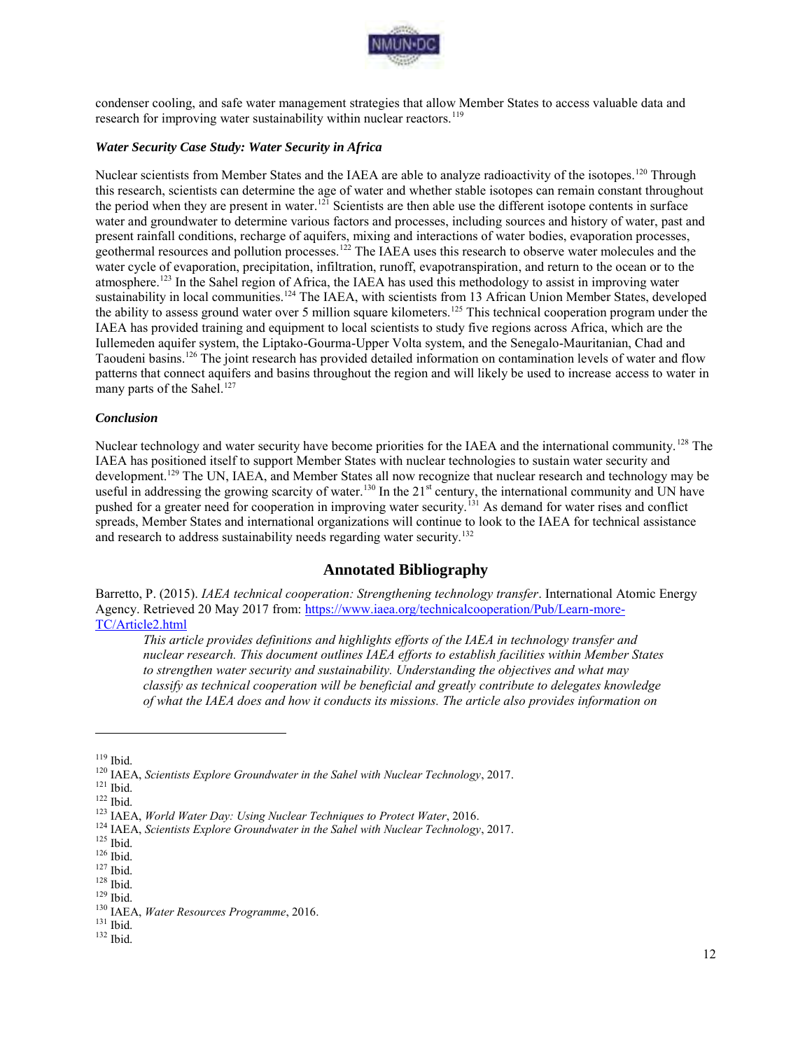condenser cooling, and safe water management strategies that allow Member States to access valuable data and research for improving water sustainability within nuclear reactors.[119]

### *Water Security Case Study: Water Security in Africa*

Nuclear scientists from Member States and the IAEA are able to analyze radioactivity of the isotopes.[120] Through this research, scientists can determine the age of water and whether stable isotopes can remain constant throughout the period when they are present in water.[121] Scientists are then able use the different isotope contents in surface water and groundwater to determine various factors and processes, including sources and history of water, past and present rainfall conditions, recharge of aquifers, mixing and interactions of water bodies, evaporation processes, geothermal resources and pollution processes.[122] The IAEA uses this research to observe water molecules and the water cycle of evaporation, precipitation, infiltration, runoff, evapotranspiration, and return to the ocean or to the atmosphere.[123] In the Sahel region of Africa, the IAEA has used this methodology to assist in improving water sustainability in local communities.[124] The IAEA, with scientists from 13 African Union Member States, developed the ability to assess ground water over 5 million square kilometers.[125] This technical cooperation program under the IAEA has provided training and equipment to local scientists to study five regions across Africa, which are the Iullemeden aquifer system, the Liptako-Gourma-Upper Volta system, and the Senegalo-Mauritanian, Chad and Taoudeni basins.[126] The joint research has provided detailed information on contamination levels of water and flow patterns that connect aquifers and basins throughout the region and will likely be used to increase access to water in many parts of the Sahel.[127]

### *Conclusion*

Nuclear technology and water security have become priorities for the IAEA and the international community.[128] The IAEA has positioned itself to support Member States with nuclear technologies to sustain water security and development.[129] The UN, IAEA, and Member States all now recognize that nuclear research and technology may be useful in addressing the growing scarcity of water.[130] In the 21st century, the international community and UN have pushed for a greater need for cooperation in improving water security.[131] As demand for water rises and conflict spreads, Member States and international organizations will continue to look to the IAEA for technical assistance and research to address sustainability needs regarding water security.[132]

## Annotated Bibliography

Barretto, P. (2015). *IAEA technical cooperation: Strengthening technology transfer*. International Atomic Energy Agency. Retrieved 20 May 2017 from: https://www.iaea.org/technicalcooperation/Pub/Learn-more-TC/Article2.html

> *This article provides definitions and highlights efforts of the IAEA in technology transfer and nuclear research. This document outlines IAEA efforts to establish facilities within Member States to strengthen water security and sustainability. Understanding the objectives and what may classify as technical cooperation will be beneficial and greatly contribute to delegates knowledge of what the IAEA does and how it conducts its missions. The article also provides information on*

---

[119] Ibid.
[120] IAEA, *Scientists Explore Groundwater in the Sahel with Nuclear Technology*, 2017.
[121] Ibid.
[122] Ibid.
[123] IAEA, *World Water Day: Using Nuclear Techniques to Protect Water*, 2016.
[124] IAEA, *Scientists Explore Groundwater in the Sahel with Nuclear Technology*, 2017.
[125] Ibid.
[126] Ibid.
[127] Ibid.
[128] Ibid.
[129] Ibid.
[130] IAEA, *Water Resources Programme*, 2016.
[131] Ibid.
[132] Ibid.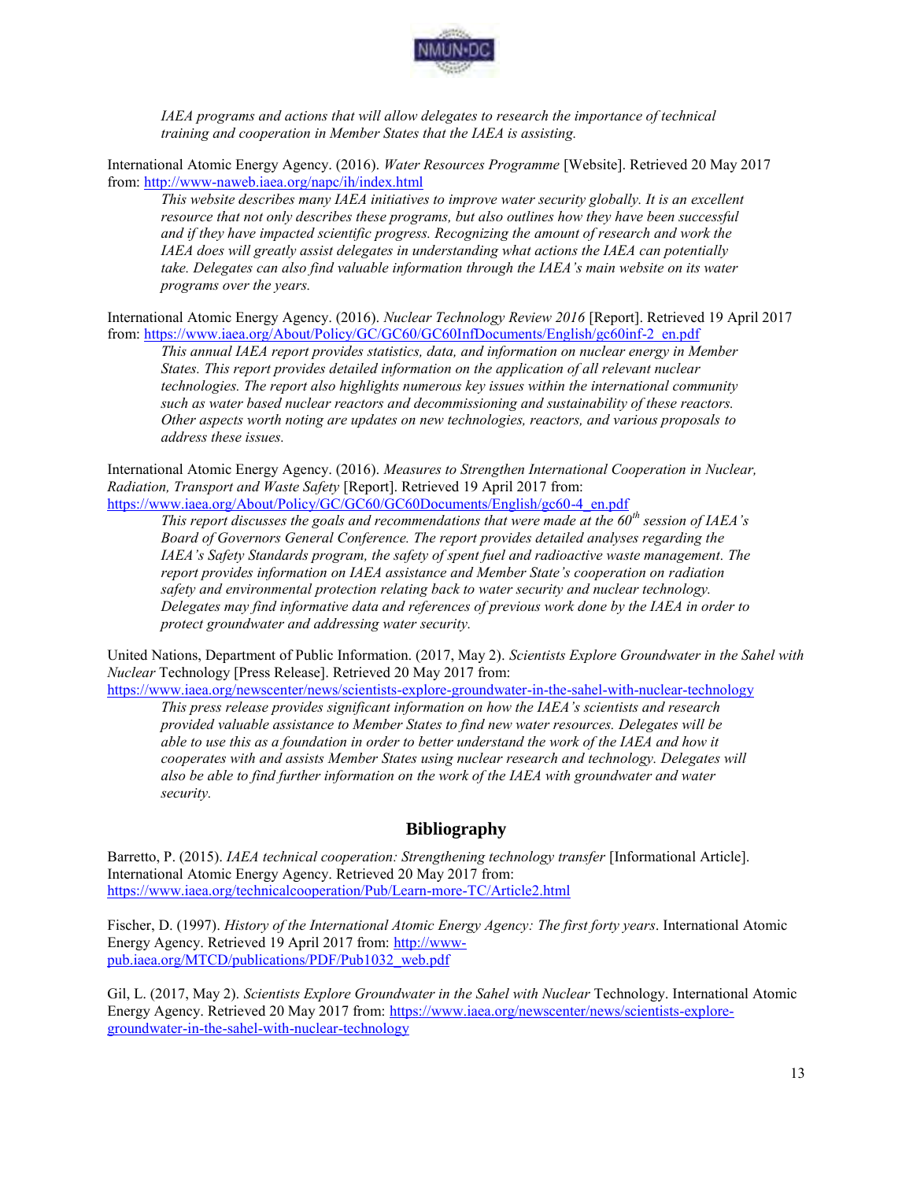*IAEA programs and actions that will allow delegates to research the importance of technical training and cooperation in Member States that the IAEA is assisting.*

International Atomic Energy Agency. (2016). *Water Resources Programme* [Website]. Retrieved 20 May 2017 from: http://www-naweb.iaea.org/napc/ih/index.html

*This website describes many IAEA initiatives to improve water security globally. It is an excellent resource that not only describes these programs, but also outlines how they have been successful and if they have impacted scientific progress. Recognizing the amount of research and work the IAEA does will greatly assist delegates in understanding what actions the IAEA can potentially take. Delegates can also find valuable information through the IAEA's main website on its water programs over the years.*

International Atomic Energy Agency. (2016). *Nuclear Technology Review 2016* [Report]. Retrieved 19 April 2017 from: https://www.iaea.org/About/Policy/GC/GC60/GC60InfDocuments/English/gc60inf-2_en.pdf

*This annual IAEA report provides statistics, data, and information on nuclear energy in Member States. This report provides detailed information on the application of all relevant nuclear technologies. The report also highlights numerous key issues within the international community such as water based nuclear reactors and decommissioning and sustainability of these reactors. Other aspects worth noting are updates on new technologies, reactors, and various proposals to address these issues.*

International Atomic Energy Agency. (2016). *Measures to Strengthen International Cooperation in Nuclear, Radiation, Transport and Waste Safety* [Report]. Retrieved 19 April 2017 from: https://www.iaea.org/About/Policy/GC/GC60/GC60Documents/English/gc60-4_en.pdf

*This report discusses the goals and recommendations that were made at the 60th session of IAEA's Board of Governors General Conference. The report provides detailed analyses regarding the IAEA's Safety Standards program, the safety of spent fuel and radioactive waste management. The report provides information on IAEA assistance and Member State's cooperation on radiation safety and environmental protection relating back to water security and nuclear technology. Delegates may find informative data and references of previous work done by the IAEA in order to protect groundwater and addressing water security.*

United Nations, Department of Public Information. (2017, May 2). *Scientists Explore Groundwater in the Sahel with Nuclear* Technology [Press Release]. Retrieved 20 May 2017 from: https://www.iaea.org/newscenter/news/scientists-explore-groundwater-in-the-sahel-with-nuclear-technology

*This press release provides significant information on how the IAEA's scientists and research provided valuable assistance to Member States to find new water resources. Delegates will be able to use this as a foundation in order to better understand the work of the IAEA and how it cooperates with and assists Member States using nuclear research and technology. Delegates will also be able to find further information on the work of the IAEA with groundwater and water security.*

## Bibliography

Barretto, P. (2015). *IAEA technical cooperation: Strengthening technology transfer* [Informational Article]. International Atomic Energy Agency. Retrieved 20 May 2017 from: https://www.iaea.org/technicalcooperation/Pub/Learn-more-TC/Article2.html

Fischer, D. (1997). *History of the International Atomic Energy Agency: The first forty years*. International Atomic Energy Agency. Retrieved 19 April 2017 from: http://www-pub.iaea.org/MTCD/publications/PDF/Pub1032_web.pdf

Gil, L. (2017, May 2). *Scientists Explore Groundwater in the Sahel with Nuclear* Technology. International Atomic Energy Agency. Retrieved 20 May 2017 from: https://www.iaea.org/newscenter/news/scientists-explore-groundwater-in-the-sahel-with-nuclear-technology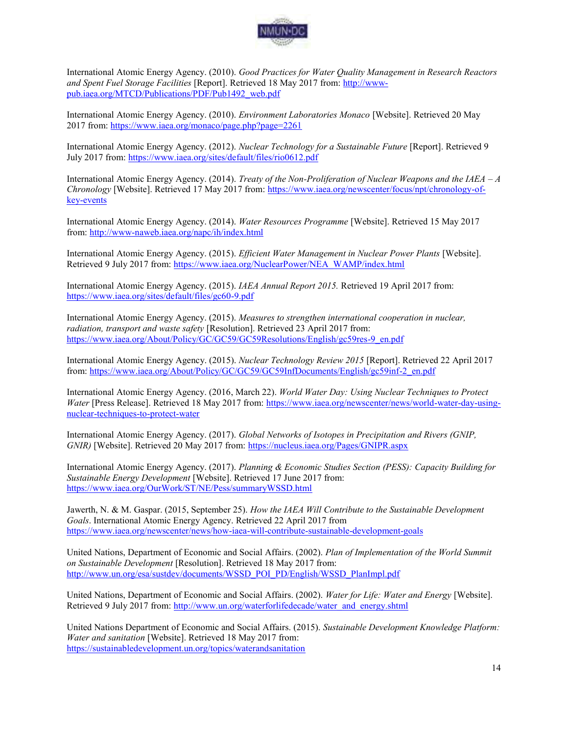International Atomic Energy Agency. (2010). *Good Practices for Water Quality Management in Research Reactors and Spent Fuel Storage Facilities* [Report]. Retrieved 18 May 2017 from: http://www-pub.iaea.org/MTCD/Publications/PDF/Pub1492_web.pdf

International Atomic Energy Agency. (2010). *Environment Laboratories Monaco* [Website]. Retrieved 20 May 2017 from: https://www.iaea.org/monaco/page.php?page=2261

International Atomic Energy Agency. (2012). *Nuclear Technology for a Sustainable Future* [Report]. Retrieved 9 July 2017 from: https://www.iaea.org/sites/default/files/rio0612.pdf

International Atomic Energy Agency. (2014). *Treaty of the Non-Proliferation of Nuclear Weapons and the IAEA – A Chronology* [Website]. Retrieved 17 May 2017 from: https://www.iaea.org/newscenter/focus/npt/chronology-of-key-events

International Atomic Energy Agency. (2014). *Water Resources Programme* [Website]. Retrieved 15 May 2017 from: http://www-naweb.iaea.org/napc/ih/index.html

International Atomic Energy Agency. (2015). *Efficient Water Management in Nuclear Power Plants* [Website]. Retrieved 9 July 2017 from: https://www.iaea.org/NuclearPower/NEA_WAMP/index.html

International Atomic Energy Agency. (2015). *IAEA Annual Report 2015.* Retrieved 19 April 2017 from: https://www.iaea.org/sites/default/files/gc60-9.pdf

International Atomic Energy Agency. (2015). *Measures to strengthen international cooperation in nuclear, radiation, transport and waste safety* [Resolution]. Retrieved 23 April 2017 from: https://www.iaea.org/About/Policy/GC/GC59/GC59Resolutions/English/gc59res-9_en.pdf

International Atomic Energy Agency. (2015). *Nuclear Technology Review 2015* [Report]. Retrieved 22 April 2017 from: https://www.iaea.org/About/Policy/GC/GC59/GC59InfDocuments/English/gc59inf-2_en.pdf

International Atomic Energy Agency. (2016, March 22). *World Water Day: Using Nuclear Techniques to Protect Water* [Press Release]. Retrieved 18 May 2017 from: https://www.iaea.org/newscenter/news/world-water-day-using-nuclear-techniques-to-protect-water

International Atomic Energy Agency. (2017). *Global Networks of Isotopes in Precipitation and Rivers (GNIP, GNIR)* [Website]. Retrieved 20 May 2017 from: https://nucleus.iaea.org/Pages/GNIPR.aspx

International Atomic Energy Agency. (2017). *Planning & Economic Studies Section (PESS): Capacity Building for Sustainable Energy Development* [Website]. Retrieved 17 June 2017 from: https://www.iaea.org/OurWork/ST/NE/Pess/summaryWSSD.html

Jawerth, N. & M. Gaspar. (2015, September 25). *How the IAEA Will Contribute to the Sustainable Development Goals*. International Atomic Energy Agency. Retrieved 22 April 2017 from https://www.iaea.org/newscenter/news/how-iaea-will-contribute-sustainable-development-goals

United Nations, Department of Economic and Social Affairs. (2002). *Plan of Implementation of the World Summit on Sustainable Development* [Resolution]. Retrieved 18 May 2017 from: http://www.un.org/esa/sustdev/documents/WSSD_POI_PD/English/WSSD_PlanImpl.pdf

United Nations, Department of Economic and Social Affairs. (2002). *Water for Life: Water and Energy* [Website]. Retrieved 9 July 2017 from: http://www.un.org/waterforlifedecade/water_and_energy.shtml

United Nations Department of Economic and Social Affairs. (2015). *Sustainable Development Knowledge Platform: Water and sanitation* [Website]. Retrieved 18 May 2017 from: https://sustainabledevelopment.un.org/topics/waterandsanitation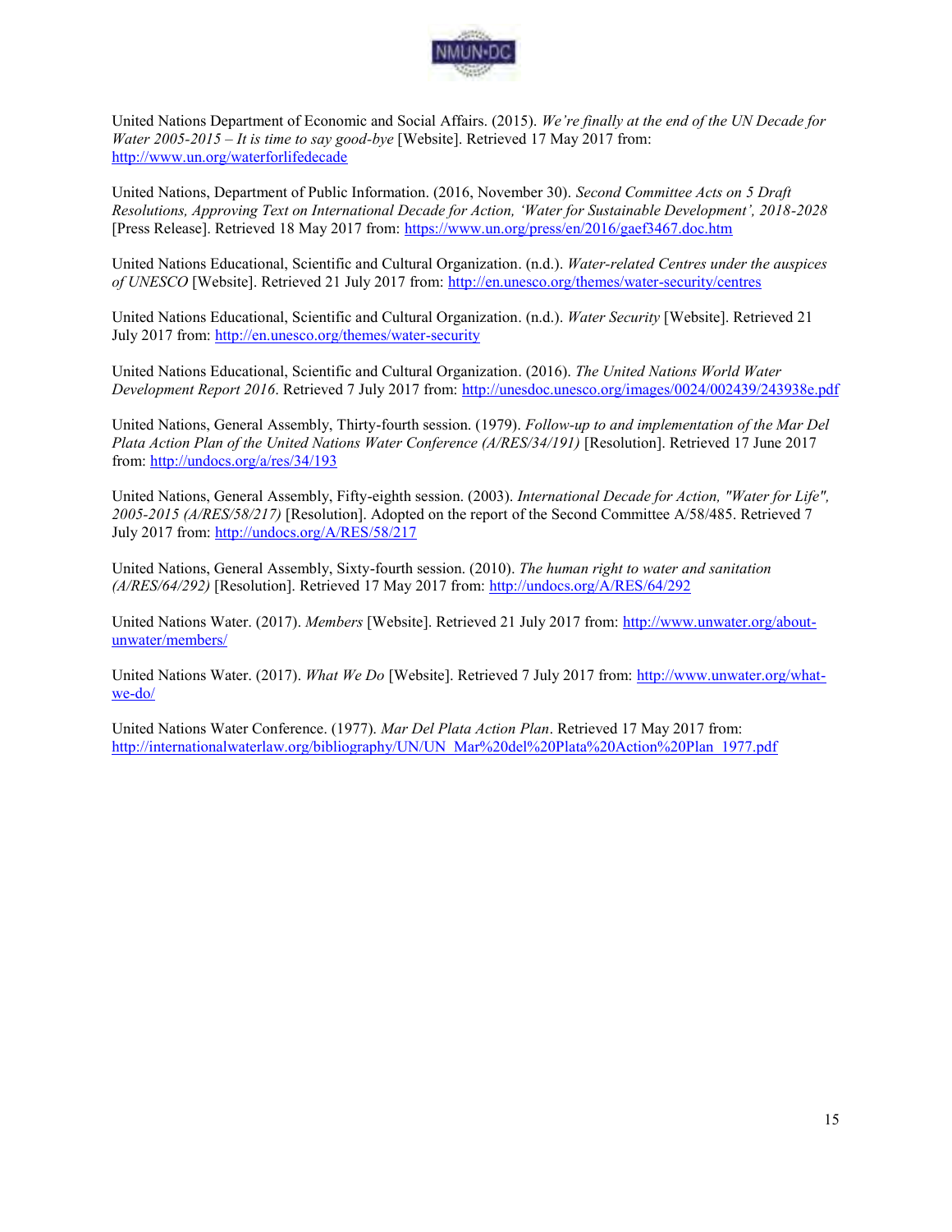United Nations Department of Economic and Social Affairs. (2015). *We're finally at the end of the UN Decade for Water 2005-2015 – It is time to say good-bye* [Website]. Retrieved 17 May 2017 from: http://www.un.org/waterforlifedecade

United Nations, Department of Public Information. (2016, November 30). *Second Committee Acts on 5 Draft Resolutions, Approving Text on International Decade for Action, 'Water for Sustainable Development', 2018-2028* [Press Release]. Retrieved 18 May 2017 from: https://www.un.org/press/en/2016/gaef3467.doc.htm

United Nations Educational, Scientific and Cultural Organization. (n.d.). *Water-related Centres under the auspices of UNESCO* [Website]. Retrieved 21 July 2017 from: http://en.unesco.org/themes/water-security/centres

United Nations Educational, Scientific and Cultural Organization. (n.d.). *Water Security* [Website]. Retrieved 21 July 2017 from: http://en.unesco.org/themes/water-security

United Nations Educational, Scientific and Cultural Organization. (2016). *The United Nations World Water Development Report 2016*. Retrieved 7 July 2017 from: http://unesdoc.unesco.org/images/0024/002439/243938e.pdf

United Nations, General Assembly, Thirty-fourth session. (1979). *Follow-up to and implementation of the Mar Del Plata Action Plan of the United Nations Water Conference (A/RES/34/191)* [Resolution]. Retrieved 17 June 2017 from: http://undocs.org/a/res/34/193

United Nations, General Assembly, Fifty-eighth session. (2003). *International Decade for Action, "Water for Life", 2005-2015 (A/RES/58/217)* [Resolution]. Adopted on the report of the Second Committee A/58/485. Retrieved 7 July 2017 from: http://undocs.org/A/RES/58/217

United Nations, General Assembly, Sixty-fourth session. (2010). *The human right to water and sanitation (A/RES/64/292)* [Resolution]. Retrieved 17 May 2017 from: http://undocs.org/A/RES/64/292

United Nations Water. (2017). *Members* [Website]. Retrieved 21 July 2017 from: http://www.unwater.org/about-unwater/members/

United Nations Water. (2017). *What We Do* [Website]. Retrieved 7 July 2017 from: http://www.unwater.org/what-we-do/

United Nations Water Conference. (1977). *Mar Del Plata Action Plan*. Retrieved 17 May 2017 from: http://internationalwaterlaw.org/bibliography/UN/UN_Mar%20del%20Plata%20Action%20Plan_1977.pdf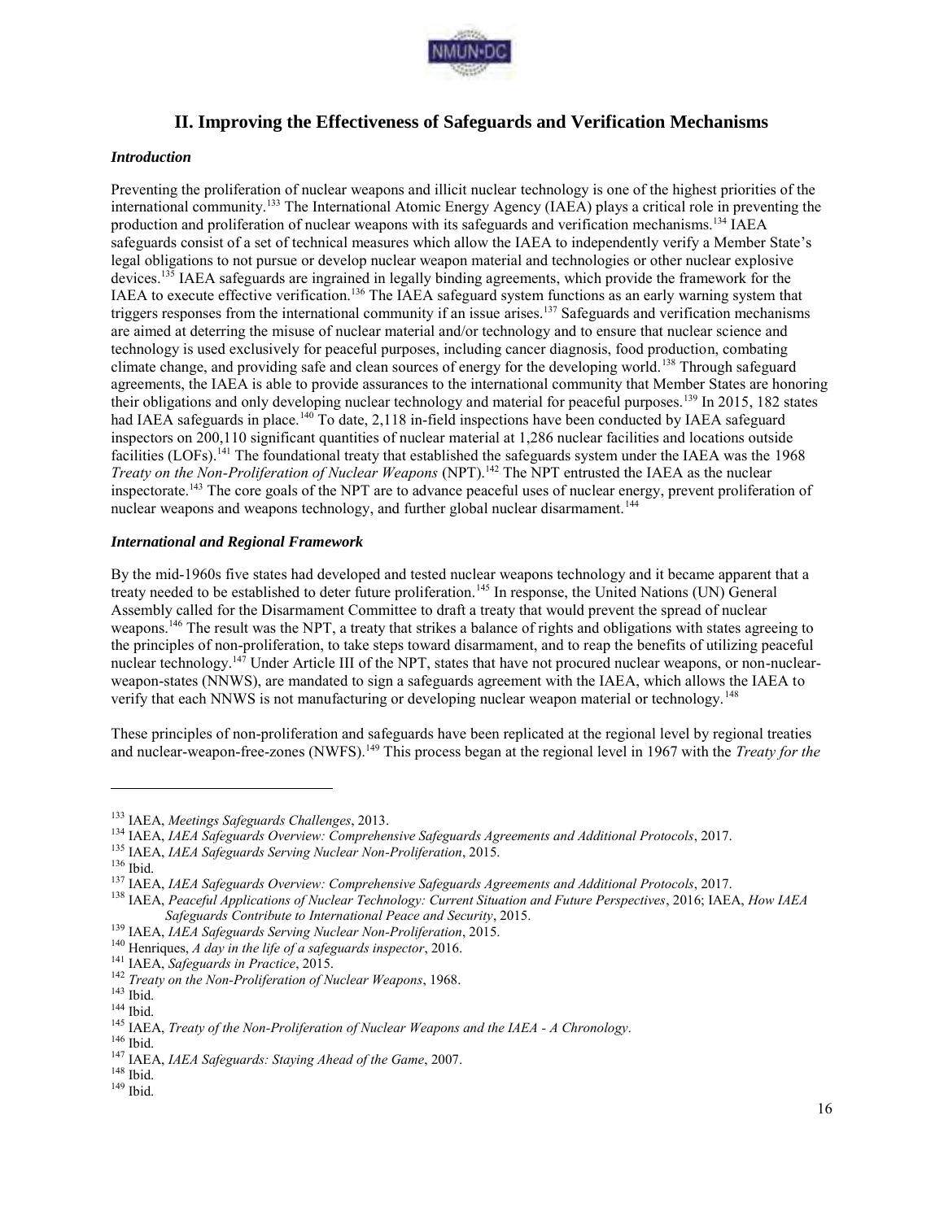## II. Improving the Effectiveness of Safeguards and Verification Mechanisms

### *Introduction*

Preventing the proliferation of nuclear weapons and illicit nuclear technology is one of the highest priorities of the international community.[133] The International Atomic Energy Agency (IAEA) plays a critical role in preventing the production and proliferation of nuclear weapons with its safeguards and verification mechanisms.[134] IAEA safeguards consist of a set of technical measures which allow the IAEA to independently verify a Member State's legal obligations to not pursue or develop nuclear weapon material and technologies or other nuclear explosive devices.[135] IAEA safeguards are ingrained in legally binding agreements, which provide the framework for the IAEA to execute effective verification.[136] The IAEA safeguard system functions as an early warning system that triggers responses from the international community if an issue arises.[137] Safeguards and verification mechanisms are aimed at deterring the misuse of nuclear material and/or technology and to ensure that nuclear science and technology is used exclusively for peaceful purposes, including cancer diagnosis, food production, combating climate change, and providing safe and clean sources of energy for the developing world.[138] Through safeguard agreements, the IAEA is able to provide assurances to the international community that Member States are honoring their obligations and only developing nuclear technology and material for peaceful purposes.[139] In 2015, 182 states had IAEA safeguards in place.[140] To date, 2,118 in-field inspections have been conducted by IAEA safeguard inspectors on 200,110 significant quantities of nuclear material at 1,286 nuclear facilities and locations outside facilities (LOFs).[141] The foundational treaty that established the safeguards system under the IAEA was the 1968 *Treaty on the Non-Proliferation of Nuclear Weapons* (NPT).[142] The NPT entrusted the IAEA as the nuclear inspectorate.[143] The core goals of the NPT are to advance peaceful uses of nuclear energy, prevent proliferation of nuclear weapons and weapons technology, and further global nuclear disarmament.[144]

### *International and Regional Framework*

By the mid-1960s five states had developed and tested nuclear weapons technology and it became apparent that a treaty needed to be established to deter future proliferation.[145] In response, the United Nations (UN) General Assembly called for the Disarmament Committee to draft a treaty that would prevent the spread of nuclear weapons.[146] The result was the NPT, a treaty that strikes a balance of rights and obligations with states agreeing to the principles of non-proliferation, to take steps toward disarmament, and to reap the benefits of utilizing peaceful nuclear technology.[147] Under Article III of the NPT, states that have not procured nuclear weapons, or non-nuclear-weapon-states (NNWS), are mandated to sign a safeguards agreement with the IAEA, which allows the IAEA to verify that each NNWS is not manufacturing or developing nuclear weapon material or technology.[148]

These principles of non-proliferation and safeguards have been replicated at the regional level by regional treaties and nuclear-weapon-free-zones (NWFS).[149] This process began at the regional level in 1967 with the *Treaty for the*

---

[133] IAEA, *Meetings Safeguards Challenges*, 2013.
[134] IAEA, *IAEA Safeguards Overview: Comprehensive Safeguards Agreements and Additional Protocols*, 2017.
[135] IAEA, *IAEA Safeguards Serving Nuclear Non-Proliferation*, 2015.
[136] Ibid.
[137] IAEA, *IAEA Safeguards Overview: Comprehensive Safeguards Agreements and Additional Protocols*, 2017.
[138] IAEA, *Peaceful Applications of Nuclear Technology: Current Situation and Future Perspectives*, 2016; IAEA, *How IAEA Safeguards Contribute to International Peace and Security*, 2015.
[139] IAEA, *IAEA Safeguards Serving Nuclear Non-Proliferation*, 2015.
[140] Henriques, *A day in the life of a safeguards inspector*, 2016.
[141] IAEA, *Safeguards in Practice*, 2015.
[142] *Treaty on the Non-Proliferation of Nuclear Weapons*, 1968.
[143] Ibid.
[144] Ibid.
[145] IAEA, *Treaty of the Non-Proliferation of Nuclear Weapons and the IAEA - A Chronology*.
[146] Ibid.
[147] IAEA, *IAEA Safeguards: Staying Ahead of the Game*, 2007.
[148] Ibid.
[149] Ibid.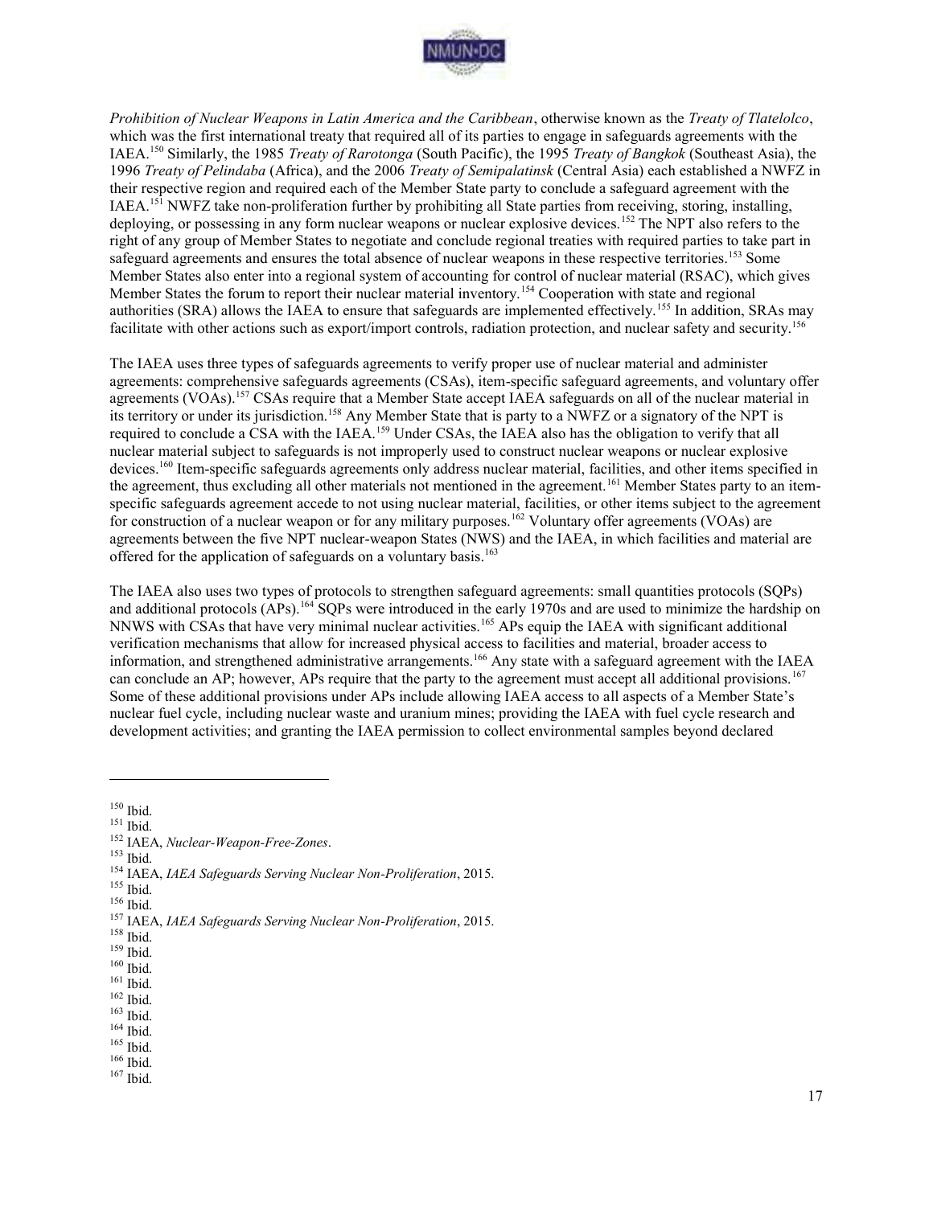*Prohibition of Nuclear Weapons in Latin America and the Caribbean*, otherwise known as the *Treaty of Tlatelolco*, which was the first international treaty that required all of its parties to engage in safeguards agreements with the IAEA.[150] Similarly, the 1985 *Treaty of Rarotonga* (South Pacific), the 1995 *Treaty of Bangkok* (Southeast Asia), the 1996 *Treaty of Pelindaba* (Africa), and the 2006 *Treaty of Semipalatinsk* (Central Asia) each established a NWFZ in their respective region and required each of the Member State party to conclude a safeguard agreement with the IAEA.[151] NWFZ take non-proliferation further by prohibiting all State parties from receiving, storing, installing, deploying, or possessing in any form nuclear weapons or nuclear explosive devices.[152] The NPT also refers to the right of any group of Member States to negotiate and conclude regional treaties with required parties to take part in safeguard agreements and ensures the total absence of nuclear weapons in these respective territories.[153] Some Member States also enter into a regional system of accounting for control of nuclear material (RSAC), which gives Member States the forum to report their nuclear material inventory.[154] Cooperation with state and regional authorities (SRA) allows the IAEA to ensure that safeguards are implemented effectively.[155] In addition, SRAs may facilitate with other actions such as export/import controls, radiation protection, and nuclear safety and security.[156]

The IAEA uses three types of safeguards agreements to verify proper use of nuclear material and administer agreements: comprehensive safeguards agreements (CSAs), item-specific safeguard agreements, and voluntary offer agreements (VOAs).[157] CSAs require that a Member State accept IAEA safeguards on all of the nuclear material in its territory or under its jurisdiction.[158] Any Member State that is party to a NWFZ or a signatory of the NPT is required to conclude a CSA with the IAEA.[159] Under CSAs, the IAEA also has the obligation to verify that all nuclear material subject to safeguards is not improperly used to construct nuclear weapons or nuclear explosive devices.[160] Item-specific safeguards agreements only address nuclear material, facilities, and other items specified in the agreement, thus excluding all other materials not mentioned in the agreement.[161] Member States party to an item-specific safeguards agreement accede to not using nuclear material, facilities, or other items subject to the agreement for construction of a nuclear weapon or for any military purposes.[162] Voluntary offer agreements (VOAs) are agreements between the five NPT nuclear-weapon States (NWS) and the IAEA, in which facilities and material are offered for the application of safeguards on a voluntary basis.[163]

The IAEA also uses two types of protocols to strengthen safeguard agreements: small quantities protocols (SQPs) and additional protocols (APs).[164] SQPs were introduced in the early 1970s and are used to minimize the hardship on NNWS with CSAs that have very minimal nuclear activities.[165] APs equip the IAEA with significant additional verification mechanisms that allow for increased physical access to facilities and material, broader access to information, and strengthened administrative arrangements.[166] Any state with a safeguard agreement with the IAEA can conclude an AP; however, APs require that the party to the agreement must accept all additional provisions.[167] Some of these additional provisions under APs include allowing IAEA access to all aspects of a Member State's nuclear fuel cycle, including nuclear waste and uranium mines; providing the IAEA with fuel cycle research and development activities; and granting the IAEA permission to collect environmental samples beyond declared

---

[150] Ibid.
[151] Ibid.
[152] IAEA, *Nuclear-Weapon-Free-Zones*.
[153] Ibid.
[154] IAEA, *IAEA Safeguards Serving Nuclear Non-Proliferation*, 2015.
[155] Ibid.
[156] Ibid.
[157] IAEA, *IAEA Safeguards Serving Nuclear Non-Proliferation*, 2015.
[158] Ibid.
[159] Ibid.
[160] Ibid.
[161] Ibid.
[162] Ibid.
[163] Ibid.
[164] Ibid.
[165] Ibid.
[166] Ibid.
[167] Ibid.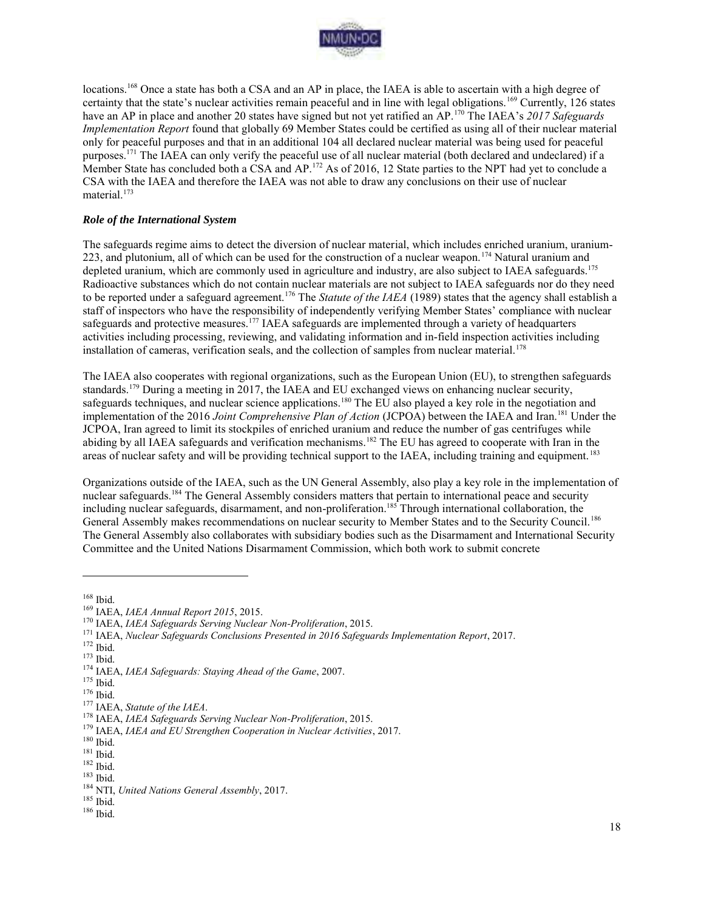locations.[168] Once a state has both a CSA and an AP in place, the IAEA is able to ascertain with a high degree of certainty that the state's nuclear activities remain peaceful and in line with legal obligations.[169] Currently, 126 states have an AP in place and another 20 states have signed but not yet ratified an AP.[170] The IAEA's *2017 Safeguards Implementation Report* found that globally 69 Member States could be certified as using all of their nuclear material only for peaceful purposes and that in an additional 104 all declared nuclear material was being used for peaceful purposes.[171] The IAEA can only verify the peaceful use of all nuclear material (both declared and undeclared) if a Member State has concluded both a CSA and AP.[172] As of 2016, 12 State parties to the NPT had yet to conclude a CSA with the IAEA and therefore the IAEA was not able to draw any conclusions on their use of nuclear material.[173]

### *Role of the International System*

The safeguards regime aims to detect the diversion of nuclear material, which includes enriched uranium, uranium-223, and plutonium, all of which can be used for the construction of a nuclear weapon.[174] Natural uranium and depleted uranium, which are commonly used in agriculture and industry, are also subject to IAEA safeguards.[175] Radioactive substances which do not contain nuclear materials are not subject to IAEA safeguards nor do they need to be reported under a safeguard agreement.[176] The *Statute of the IAEA* (1989) states that the agency shall establish a staff of inspectors who have the responsibility of independently verifying Member States' compliance with nuclear safeguards and protective measures.[177] IAEA safeguards are implemented through a variety of headquarters activities including processing, reviewing, and validating information and in-field inspection activities including installation of cameras, verification seals, and the collection of samples from nuclear material.[178]

The IAEA also cooperates with regional organizations, such as the European Union (EU), to strengthen safeguards standards.[179] During a meeting in 2017, the IAEA and EU exchanged views on enhancing nuclear security, safeguards techniques, and nuclear science applications.[180] The EU also played a key role in the negotiation and implementation of the 2016 *Joint Comprehensive Plan of Action* (JCPOA) between the IAEA and Iran.[181] Under the JCPOA, Iran agreed to limit its stockpiles of enriched uranium and reduce the number of gas centrifuges while abiding by all IAEA safeguards and verification mechanisms.[182] The EU has agreed to cooperate with Iran in the areas of nuclear safety and will be providing technical support to the IAEA, including training and equipment.[183]

Organizations outside of the IAEA, such as the UN General Assembly, also play a key role in the implementation of nuclear safeguards.[184] The General Assembly considers matters that pertain to international peace and security including nuclear safeguards, disarmament, and non-proliferation.[185] Through international collaboration, the General Assembly makes recommendations on nuclear security to Member States and to the Security Council.[186] The General Assembly also collaborates with subsidiary bodies such as the Disarmament and International Security Committee and the United Nations Disarmament Commission, which both work to submit concrete

---

[168] Ibid.
[169] IAEA, *IAEA Annual Report 2015*, 2015.
[170] IAEA, *IAEA Safeguards Serving Nuclear Non-Proliferation*, 2015.
[171] IAEA, *Nuclear Safeguards Conclusions Presented in 2016 Safeguards Implementation Report*, 2017.
[172] Ibid.
[173] Ibid.
[174] IAEA, *IAEA Safeguards: Staying Ahead of the Game*, 2007.
[175] Ibid.
[176] Ibid.
[177] IAEA, *Statute of the IAEA*.
[178] IAEA, *IAEA Safeguards Serving Nuclear Non-Proliferation*, 2015.
[179] IAEA, *IAEA and EU Strengthen Cooperation in Nuclear Activities*, 2017.
[180] Ibid.
[181] Ibid.
[182] Ibid.
[183] Ibid.
[184] NTI, *United Nations General Assembly*, 2017.
[185] Ibid.
[186] Ibid.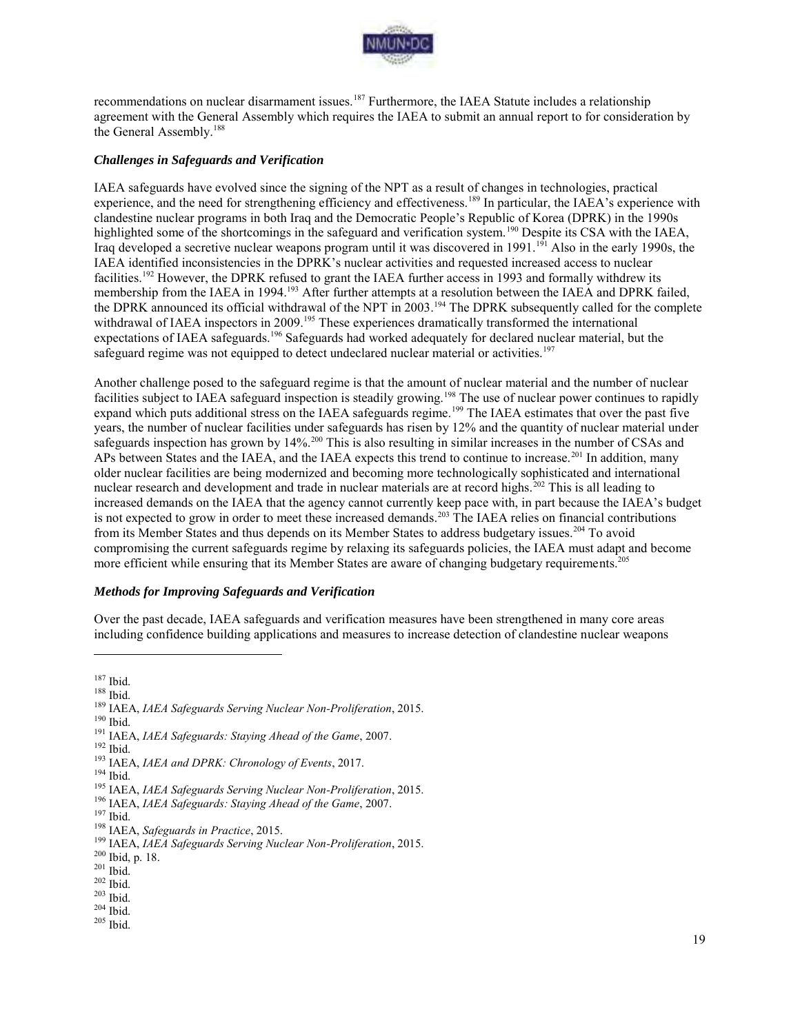recommendations on nuclear disarmament issues.[187] Furthermore, the IAEA Statute includes a relationship agreement with the General Assembly which requires the IAEA to submit an annual report to for consideration by the General Assembly.[188]

### *Challenges in Safeguards and Verification*

IAEA safeguards have evolved since the signing of the NPT as a result of changes in technologies, practical experience, and the need for strengthening efficiency and effectiveness.[189] In particular, the IAEA's experience with clandestine nuclear programs in both Iraq and the Democratic People's Republic of Korea (DPRK) in the 1990s highlighted some of the shortcomings in the safeguard and verification system.[190] Despite its CSA with the IAEA, Iraq developed a secretive nuclear weapons program until it was discovered in 1991.[191] Also in the early 1990s, the IAEA identified inconsistencies in the DPRK's nuclear activities and requested increased access to nuclear facilities.[192] However, the DPRK refused to grant the IAEA further access in 1993 and formally withdrew its membership from the IAEA in 1994.[193] After further attempts at a resolution between the IAEA and DPRK failed, the DPRK announced its official withdrawal of the NPT in 2003.[194] The DPRK subsequently called for the complete withdrawal of IAEA inspectors in 2009.[195] These experiences dramatically transformed the international expectations of IAEA safeguards.[196] Safeguards had worked adequately for declared nuclear material, but the safeguard regime was not equipped to detect undeclared nuclear material or activities.[197]

Another challenge posed to the safeguard regime is that the amount of nuclear material and the number of nuclear facilities subject to IAEA safeguard inspection is steadily growing.[198] The use of nuclear power continues to rapidly expand which puts additional stress on the IAEA safeguards regime.[199] The IAEA estimates that over the past five years, the number of nuclear facilities under safeguards has risen by 12% and the quantity of nuclear material under safeguards inspection has grown by 14%.[200] This is also resulting in similar increases in the number of CSAs and APs between States and the IAEA, and the IAEA expects this trend to continue to increase.[201] In addition, many older nuclear facilities are being modernized and becoming more technologically sophisticated and international nuclear research and development and trade in nuclear materials are at record highs.[202] This is all leading to increased demands on the IAEA that the agency cannot currently keep pace with, in part because the IAEA's budget is not expected to grow in order to meet these increased demands.[203] The IAEA relies on financial contributions from its Member States and thus depends on its Member States to address budgetary issues.[204] To avoid compromising the current safeguards regime by relaxing its safeguards policies, the IAEA must adapt and become more efficient while ensuring that its Member States are aware of changing budgetary requirements.[205]

### *Methods for Improving Safeguards and Verification*

Over the past decade, IAEA safeguards and verification measures have been strengthened in many core areas including confidence building applications and measures to increase detection of clandestine nuclear weapons

---

[187] Ibid.
[188] Ibid.
[189] IAEA, *IAEA Safeguards Serving Nuclear Non-Proliferation*, 2015.
[190] Ibid.
[191] IAEA, *IAEA Safeguards: Staying Ahead of the Game*, 2007.
[192] Ibid.
[193] IAEA, *IAEA and DPRK: Chronology of Events*, 2017.
[194] Ibid.
[195] IAEA, *IAEA Safeguards Serving Nuclear Non-Proliferation*, 2015.
[196] IAEA, *IAEA Safeguards: Staying Ahead of the Game*, 2007.
[197] Ibid.
[198] IAEA, *Safeguards in Practice*, 2015.
[199] IAEA, *IAEA Safeguards Serving Nuclear Non-Proliferation*, 2015.
[200] Ibid, p. 18.
[201] Ibid.
[202] Ibid.
[203] Ibid.
[204] Ibid.
[205] Ibid.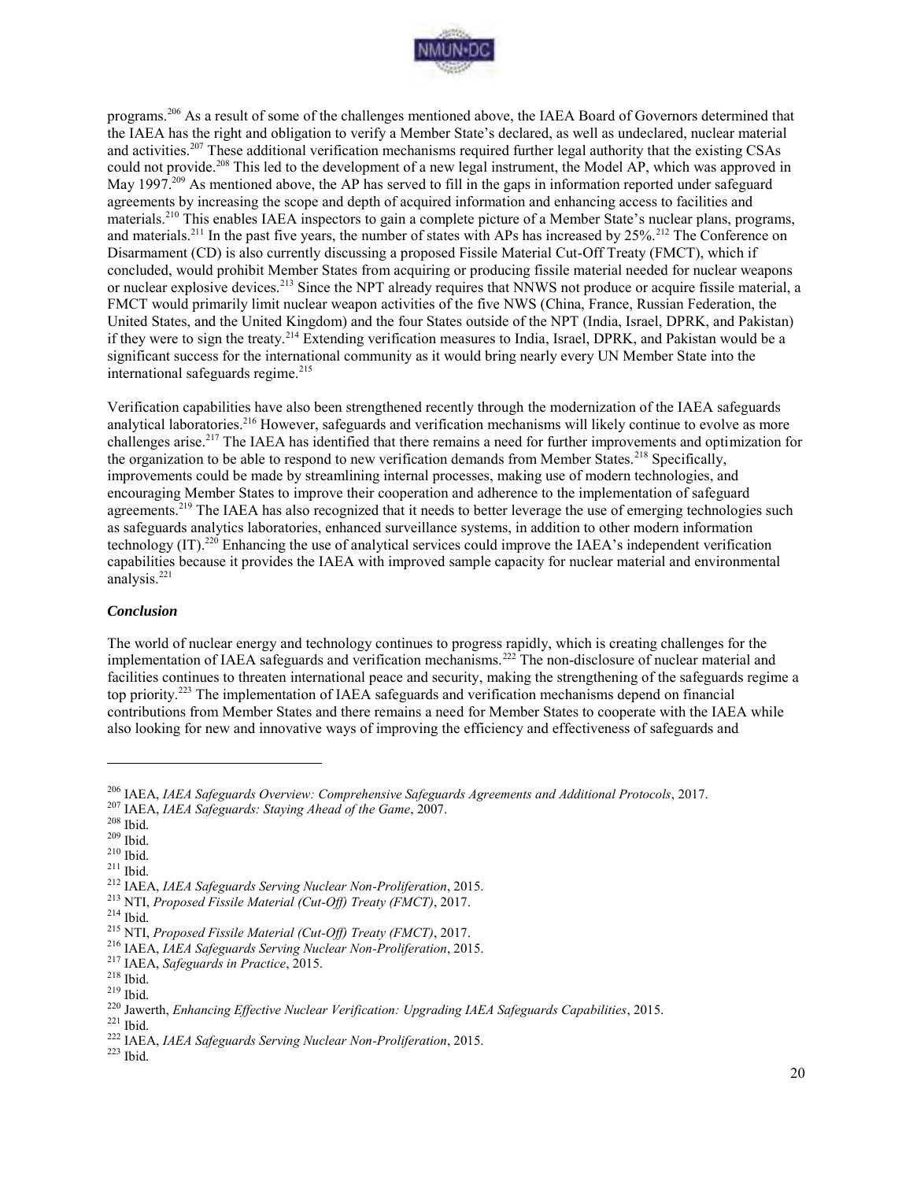programs.[206] As a result of some of the challenges mentioned above, the IAEA Board of Governors determined that the IAEA has the right and obligation to verify a Member State's declared, as well as undeclared, nuclear material and activities.[207] These additional verification mechanisms required further legal authority that the existing CSAs could not provide.[208] This led to the development of a new legal instrument, the Model AP, which was approved in May 1997.[209] As mentioned above, the AP has served to fill in the gaps in information reported under safeguard agreements by increasing the scope and depth of acquired information and enhancing access to facilities and materials.[210] This enables IAEA inspectors to gain a complete picture of a Member State's nuclear plans, programs, and materials.[211] In the past five years, the number of states with APs has increased by 25%.[212] The Conference on Disarmament (CD) is also currently discussing a proposed Fissile Material Cut-Off Treaty (FMCT), which if concluded, would prohibit Member States from acquiring or producing fissile material needed for nuclear weapons or nuclear explosive devices.[213] Since the NPT already requires that NNWS not produce or acquire fissile material, a FMCT would primarily limit nuclear weapon activities of the five NWS (China, France, Russian Federation, the United States, and the United Kingdom) and the four States outside of the NPT (India, Israel, DPRK, and Pakistan) if they were to sign the treaty.[214] Extending verification measures to India, Israel, DPRK, and Pakistan would be a significant success for the international community as it would bring nearly every UN Member State into the international safeguards regime.[215]

Verification capabilities have also been strengthened recently through the modernization of the IAEA safeguards analytical laboratories.[216] However, safeguards and verification mechanisms will likely continue to evolve as more challenges arise.[217] The IAEA has identified that there remains a need for further improvements and optimization for the organization to be able to respond to new verification demands from Member States.[218] Specifically, improvements could be made by streamlining internal processes, making use of modern technologies, and encouraging Member States to improve their cooperation and adherence to the implementation of safeguard agreements.[219] The IAEA has also recognized that it needs to better leverage the use of emerging technologies such as safeguards analytics laboratories, enhanced surveillance systems, in addition to other modern information technology (IT).[220] Enhancing the use of analytical services could improve the IAEA's independent verification capabilities because it provides the IAEA with improved sample capacity for nuclear material and environmental analysis.[221]

### *Conclusion*

The world of nuclear energy and technology continues to progress rapidly, which is creating challenges for the implementation of IAEA safeguards and verification mechanisms.[222] The non-disclosure of nuclear material and facilities continues to threaten international peace and security, making the strengthening of the safeguards regime a top priority.[223] The implementation of IAEA safeguards and verification mechanisms depend on financial contributions from Member States and there remains a need for Member States to cooperate with the IAEA while also looking for new and innovative ways of improving the efficiency and effectiveness of safeguards and

---

[206] IAEA, *IAEA Safeguards Overview: Comprehensive Safeguards Agreements and Additional Protocols*, 2017.
[207] IAEA, *IAEA Safeguards: Staying Ahead of the Game*, 2007.
[208] Ibid.
[209] Ibid.
[210] Ibid.
[211] Ibid.
[212] IAEA, *IAEA Safeguards Serving Nuclear Non-Proliferation*, 2015.
[213] NTI, *Proposed Fissile Material (Cut-Off) Treaty (FMCT)*, 2017.
[214] Ibid.
[215] NTI, *Proposed Fissile Material (Cut-Off) Treaty (FMCT)*, 2017.
[216] IAEA, *IAEA Safeguards Serving Nuclear Non-Proliferation*, 2015.
[217] IAEA, *Safeguards in Practice*, 2015.
[218] Ibid.
[219] Ibid.
[220] Jawerth, *Enhancing Effective Nuclear Verification: Upgrading IAEA Safeguards Capabilities*, 2015.
[221] Ibid.
[222] IAEA, *IAEA Safeguards Serving Nuclear Non-Proliferation*, 2015.
[223] Ibid.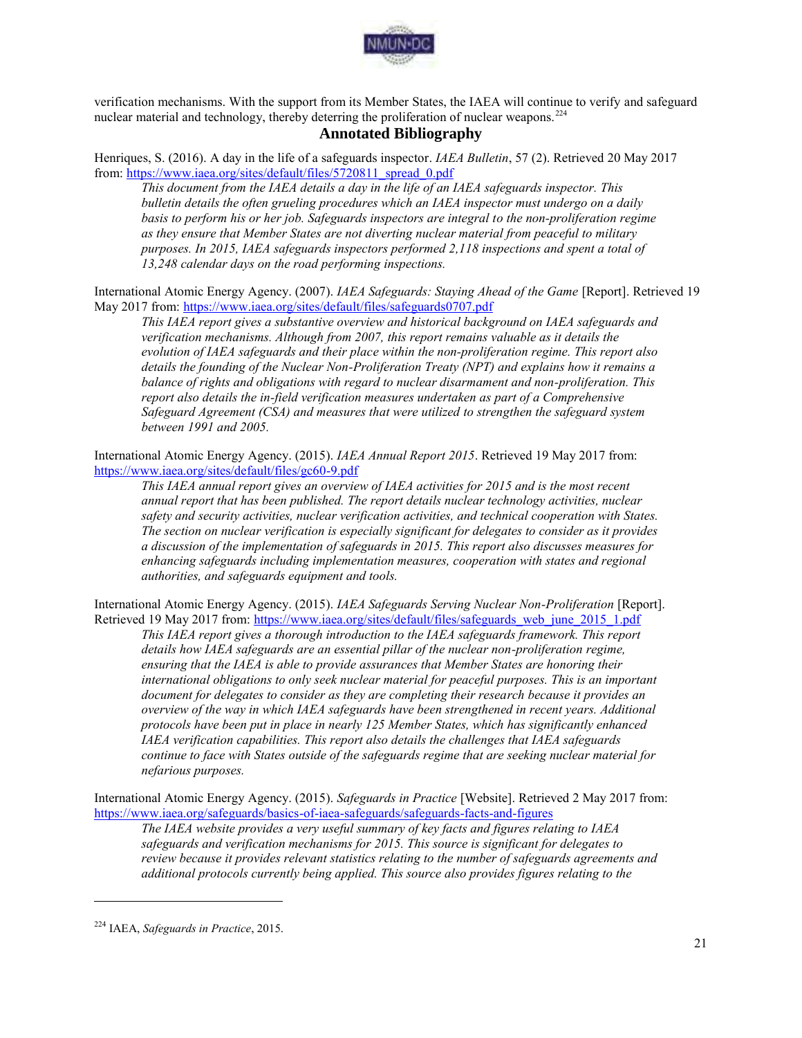verification mechanisms. With the support from its Member States, the IAEA will continue to verify and safeguard nuclear material and technology, thereby deterring the proliferation of nuclear weapons.[224]

## Annotated Bibliography

Henriques, S. (2016). A day in the life of a safeguards inspector. *IAEA Bulletin*, 57 (2). Retrieved 20 May 2017 from: https://www.iaea.org/sites/default/files/5720811_spread_0.pdf

> *This document from the IAEA details a day in the life of an IAEA safeguards inspector. This bulletin details the often grueling procedures which an IAEA inspector must undergo on a daily basis to perform his or her job. Safeguards inspectors are integral to the non-proliferation regime as they ensure that Member States are not diverting nuclear material from peaceful to military purposes. In 2015, IAEA safeguards inspectors performed 2,118 inspections and spent a total of 13,248 calendar days on the road performing inspections.*

International Atomic Energy Agency. (2007). *IAEA Safeguards: Staying Ahead of the Game* [Report]. Retrieved 19 May 2017 from: https://www.iaea.org/sites/default/files/safeguards0707.pdf

> *This IAEA report gives a substantive overview and historical background on IAEA safeguards and verification mechanisms. Although from 2007, this report remains valuable as it details the evolution of IAEA safeguards and their place within the non-proliferation regime. This report also details the founding of the Nuclear Non-Proliferation Treaty (NPT) and explains how it remains a balance of rights and obligations with regard to nuclear disarmament and non-proliferation. This report also details the in-field verification measures undertaken as part of a Comprehensive Safeguard Agreement (CSA) and measures that were utilized to strengthen the safeguard system between 1991 and 2005.*

International Atomic Energy Agency. (2015). *IAEA Annual Report 2015*. Retrieved 19 May 2017 from: https://www.iaea.org/sites/default/files/gc60-9.pdf

> *This IAEA annual report gives an overview of IAEA activities for 2015 and is the most recent annual report that has been published. The report details nuclear technology activities, nuclear safety and security activities, nuclear verification activities, and technical cooperation with States. The section on nuclear verification is especially significant for delegates to consider as it provides a discussion of the implementation of safeguards in 2015. This report also discusses measures for enhancing safeguards including implementation measures, cooperation with states and regional authorities, and safeguards equipment and tools.*

International Atomic Energy Agency. (2015). *IAEA Safeguards Serving Nuclear Non-Proliferation* [Report]. Retrieved 19 May 2017 from: https://www.iaea.org/sites/default/files/safeguards_web_june_2015_1.pdf

> *This IAEA report gives a thorough introduction to the IAEA safeguards framework. This report details how IAEA safeguards are an essential pillar of the nuclear non-proliferation regime, ensuring that the IAEA is able to provide assurances that Member States are honoring their international obligations to only seek nuclear material for peaceful purposes. This is an important document for delegates to consider as they are completing their research because it provides an overview of the way in which IAEA safeguards have been strengthened in recent years. Additional protocols have been put in place in nearly 125 Member States, which has significantly enhanced IAEA verification capabilities. This report also details the challenges that IAEA safeguards continue to face with States outside of the safeguards regime that are seeking nuclear material for nefarious purposes.*

International Atomic Energy Agency. (2015). *Safeguards in Practice* [Website]. Retrieved 2 May 2017 from: https://www.iaea.org/safeguards/basics-of-iaea-safeguards/safeguards-facts-and-figures

> *The IAEA website provides a very useful summary of key facts and figures relating to IAEA safeguards and verification mechanisms for 2015. This source is significant for delegates to review because it provides relevant statistics relating to the number of safeguards agreements and additional protocols currently being applied. This source also provides figures relating to the*

---

[224] IAEA, *Safeguards in Practice*, 2015.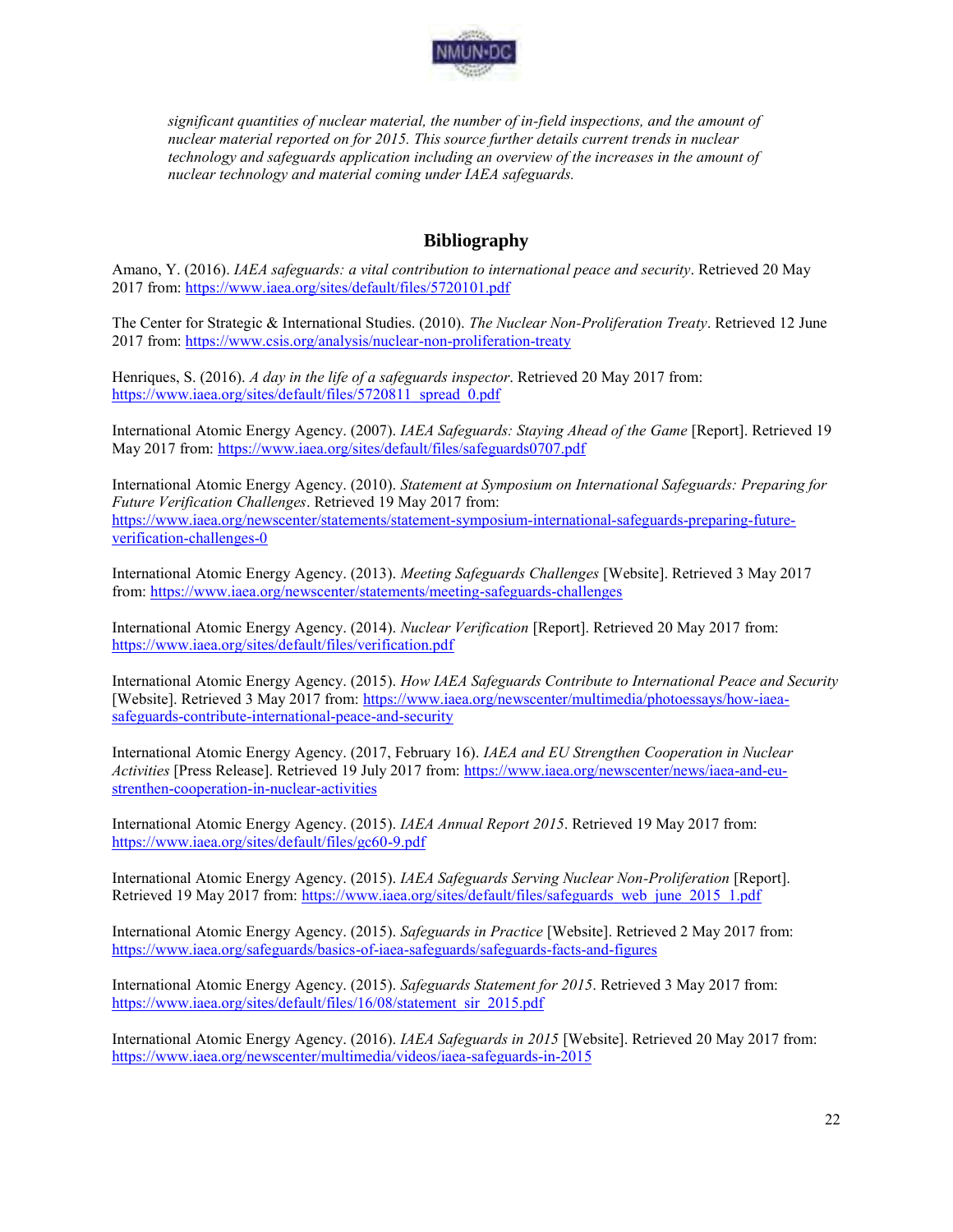*significant quantities of nuclear material, the number of in-field inspections, and the amount of nuclear material reported on for 2015. This source further details current trends in nuclear technology and safeguards application including an overview of the increases in the amount of nuclear technology and material coming under IAEA safeguards.*

## Bibliography

Amano, Y. (2016). *IAEA safeguards: a vital contribution to international peace and security*. Retrieved 20 May 2017 from: https://www.iaea.org/sites/default/files/5720101.pdf

The Center for Strategic & International Studies. (2010). *The Nuclear Non-Proliferation Treaty*. Retrieved 12 June 2017 from: https://www.csis.org/analysis/nuclear-non-proliferation-treaty

Henriques, S. (2016). *A day in the life of a safeguards inspector*. Retrieved 20 May 2017 from: https://www.iaea.org/sites/default/files/5720811_spread_0.pdf

International Atomic Energy Agency. (2007). *IAEA Safeguards: Staying Ahead of the Game* [Report]. Retrieved 19 May 2017 from: https://www.iaea.org/sites/default/files/safeguards0707.pdf

International Atomic Energy Agency. (2010). *Statement at Symposium on International Safeguards: Preparing for Future Verification Challenges*. Retrieved 19 May 2017 from: https://www.iaea.org/newscenter/statements/statement-symposium-international-safeguards-preparing-future-verification-challenges-0

International Atomic Energy Agency. (2013). *Meeting Safeguards Challenges* [Website]. Retrieved 3 May 2017 from: https://www.iaea.org/newscenter/statements/meeting-safeguards-challenges

International Atomic Energy Agency. (2014). *Nuclear Verification* [Report]. Retrieved 20 May 2017 from: https://www.iaea.org/sites/default/files/verification.pdf

International Atomic Energy Agency. (2015). *How IAEA Safeguards Contribute to International Peace and Security* [Website]. Retrieved 3 May 2017 from: https://www.iaea.org/newscenter/multimedia/photoessays/how-iaea-safeguards-contribute-international-peace-and-security

International Atomic Energy Agency. (2017, February 16). *IAEA and EU Strengthen Cooperation in Nuclear Activities* [Press Release]. Retrieved 19 July 2017 from: https://www.iaea.org/newscenter/news/iaea-and-eu-strenthen-cooperation-in-nuclear-activities

International Atomic Energy Agency. (2015). *IAEA Annual Report 2015*. Retrieved 19 May 2017 from: https://www.iaea.org/sites/default/files/gc60-9.pdf

International Atomic Energy Agency. (2015). *IAEA Safeguards Serving Nuclear Non-Proliferation* [Report]. Retrieved 19 May 2017 from: https://www.iaea.org/sites/default/files/safeguards_web_june_2015_1.pdf

International Atomic Energy Agency. (2015). *Safeguards in Practice* [Website]. Retrieved 2 May 2017 from: https://www.iaea.org/safeguards/basics-of-iaea-safeguards/safeguards-facts-and-figures

International Atomic Energy Agency. (2015). *Safeguards Statement for 2015*. Retrieved 3 May 2017 from: https://www.iaea.org/sites/default/files/16/08/statement_sir_2015.pdf

International Atomic Energy Agency. (2016). *IAEA Safeguards in 2015* [Website]. Retrieved 20 May 2017 from: https://www.iaea.org/newscenter/multimedia/videos/iaea-safeguards-in-2015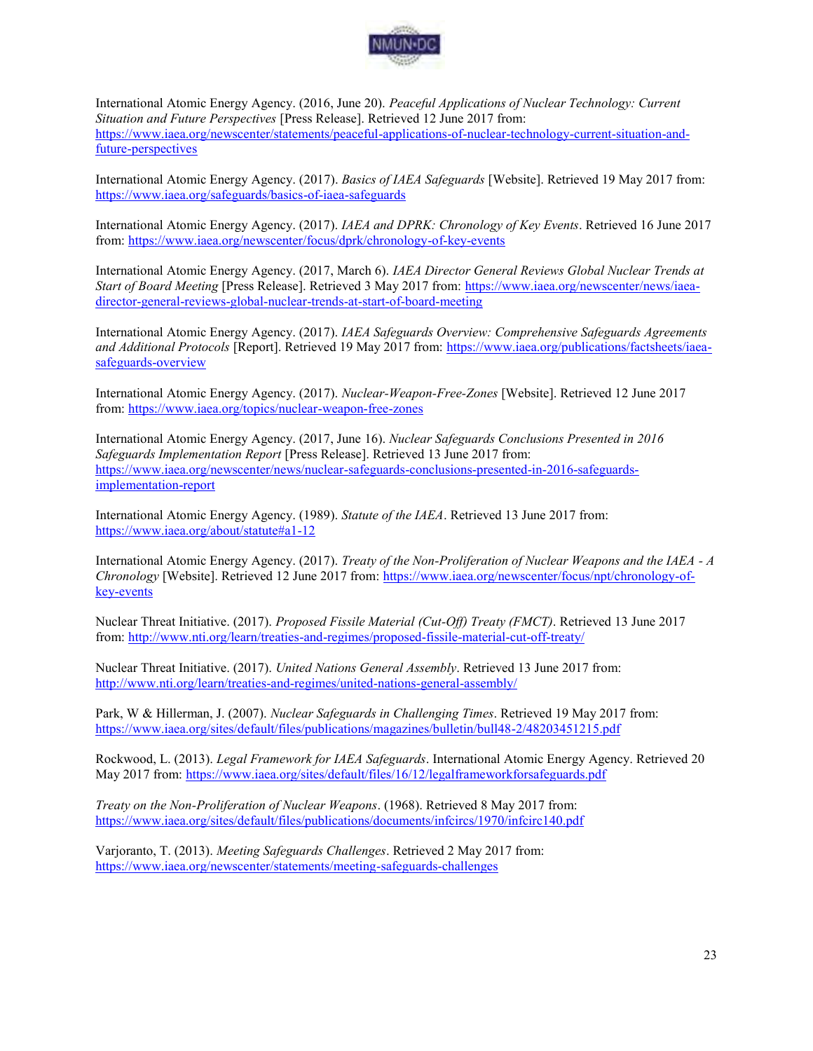International Atomic Energy Agency. (2016, June 20). *Peaceful Applications of Nuclear Technology: Current Situation and Future Perspectives* [Press Release]. Retrieved 12 June 2017 from: https://www.iaea.org/newscenter/statements/peaceful-applications-of-nuclear-technology-current-situation-and-future-perspectives

International Atomic Energy Agency. (2017). *Basics of IAEA Safeguards* [Website]. Retrieved 19 May 2017 from: https://www.iaea.org/safeguards/basics-of-iaea-safeguards

International Atomic Energy Agency. (2017). *IAEA and DPRK: Chronology of Key Events*. Retrieved 16 June 2017 from: https://www.iaea.org/newscenter/focus/dprk/chronology-of-key-events

International Atomic Energy Agency. (2017, March 6). *IAEA Director General Reviews Global Nuclear Trends at Start of Board Meeting* [Press Release]. Retrieved 3 May 2017 from: https://www.iaea.org/newscenter/news/iaea-director-general-reviews-global-nuclear-trends-at-start-of-board-meeting

International Atomic Energy Agency. (2017). *IAEA Safeguards Overview: Comprehensive Safeguards Agreements and Additional Protocols* [Report]. Retrieved 19 May 2017 from: https://www.iaea.org/publications/factsheets/iaea-safeguards-overview

International Atomic Energy Agency. (2017). *Nuclear-Weapon-Free-Zones* [Website]. Retrieved 12 June 2017 from: https://www.iaea.org/topics/nuclear-weapon-free-zones

International Atomic Energy Agency. (2017, June 16). *Nuclear Safeguards Conclusions Presented in 2016 Safeguards Implementation Report* [Press Release]. Retrieved 13 June 2017 from: https://www.iaea.org/newscenter/news/nuclear-safeguards-conclusions-presented-in-2016-safeguards-implementation-report

International Atomic Energy Agency. (1989). *Statute of the IAEA*. Retrieved 13 June 2017 from: https://www.iaea.org/about/statute#a1-12

International Atomic Energy Agency. (2017). *Treaty of the Non-Proliferation of Nuclear Weapons and the IAEA - A Chronology* [Website]. Retrieved 12 June 2017 from: https://www.iaea.org/newscenter/focus/npt/chronology-of-key-events

Nuclear Threat Initiative. (2017). *Proposed Fissile Material (Cut-Off) Treaty (FMCT)*. Retrieved 13 June 2017 from: http://www.nti.org/learn/treaties-and-regimes/proposed-fissile-material-cut-off-treaty/

Nuclear Threat Initiative. (2017). *United Nations General Assembly*. Retrieved 13 June 2017 from: http://www.nti.org/learn/treaties-and-regimes/united-nations-general-assembly/

Park, W & Hillerman, J. (2007). *Nuclear Safeguards in Challenging Times*. Retrieved 19 May 2017 from: https://www.iaea.org/sites/default/files/publications/magazines/bulletin/bull48-2/48203451215.pdf

Rockwood, L. (2013). *Legal Framework for IAEA Safeguards*. International Atomic Energy Agency. Retrieved 20 May 2017 from: https://www.iaea.org/sites/default/files/16/12/legalframeworkforsafeguards.pdf

*Treaty on the Non-Proliferation of Nuclear Weapons*. (1968). Retrieved 8 May 2017 from: https://www.iaea.org/sites/default/files/publications/documents/infcircs/1970/infcirc140.pdf

Varjoranto, T. (2013). *Meeting Safeguards Challenges*. Retrieved 2 May 2017 from: https://www.iaea.org/newscenter/statements/meeting-safeguards-challenges